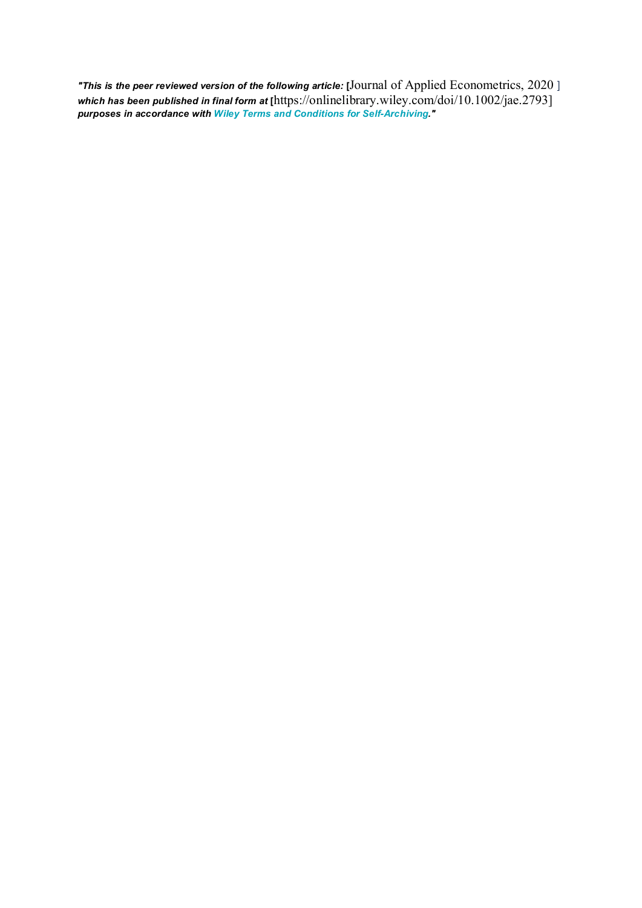***"This is the peer reviewed version of the following article:*** [Journal of Applied Econometrics, 2020 ] ***which has been published in final form at*** [https://onlinelibrary.wiley.com/doi/10.1002/jae.2793] ***purposes in accordance with Wiley Terms and Conditions for Self-Archiving."***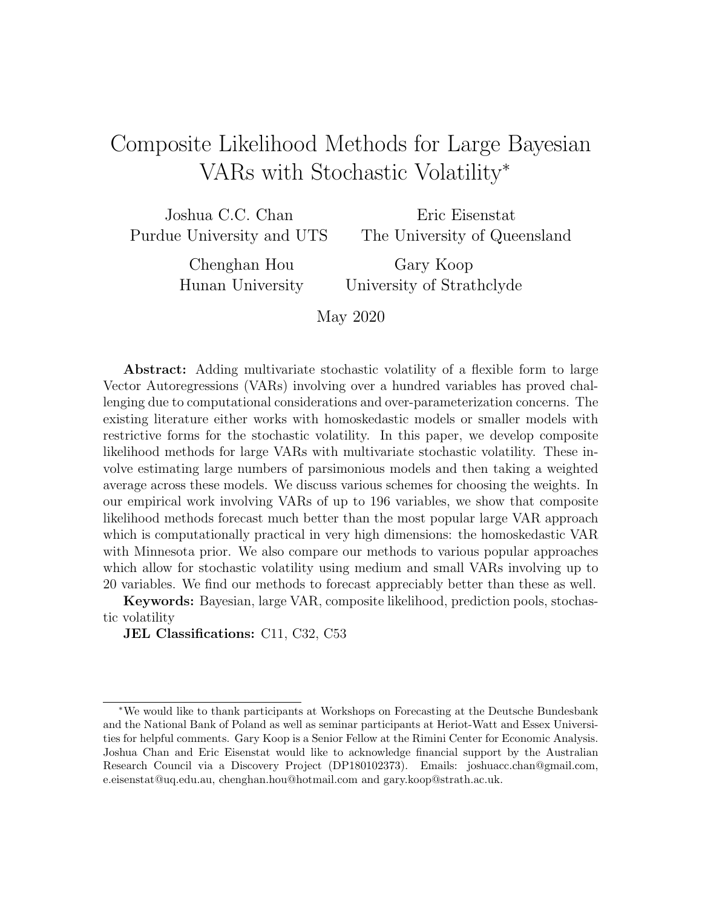# Composite Likelihood Methods for Large Bayesian VARs with Stochastic Volatility*

Joshua C.C. Chan
Purdue University and UTS

Eric Eisenstat
The University of Queensland

Chenghan Hou
Hunan University

Gary Koop
University of Strathclyde

May 2020

**Abstract:** Adding multivariate stochastic volatility of a flexible form to large Vector Autoregressions (VARs) involving over a hundred variables has proved challenging due to computational considerations and over-parameterization concerns. The existing literature either works with homoskedastic models or smaller models with restrictive forms for the stochastic volatility. In this paper, we develop composite likelihood methods for large VARs with multivariate stochastic volatility. These involve estimating large numbers of parsimonious models and then taking a weighted average across these models. We discuss various schemes for choosing the weights. In our empirical work involving VARs of up to 196 variables, we show that composite likelihood methods forecast much better than the most popular large VAR approach which is computationally practical in very high dimensions: the homoskedastic VAR with Minnesota prior. We also compare our methods to various popular approaches which allow for stochastic volatility using medium and small VARs involving up to 20 variables. We find our methods to forecast appreciably better than these as well.

**Keywords:** Bayesian, large VAR, composite likelihood, prediction pools, stochastic volatility

**JEL Classifications:** C11, C32, C53

---

*We would like to thank participants at Workshops on Forecasting at the Deutsche Bundesbank and the National Bank of Poland as well as seminar participants at Heriot-Watt and Essex Universities for helpful comments. Gary Koop is a Senior Fellow at the Rimini Center for Economic Analysis. Joshua Chan and Eric Eisenstat would like to acknowledge financial support by the Australian Research Council via a Discovery Project (DP180102373). Emails: joshuacc.chan@gmail.com, e.eisenstat@uq.edu.au, chenghan.hou@hotmail.com and gary.koop@strath.ac.uk.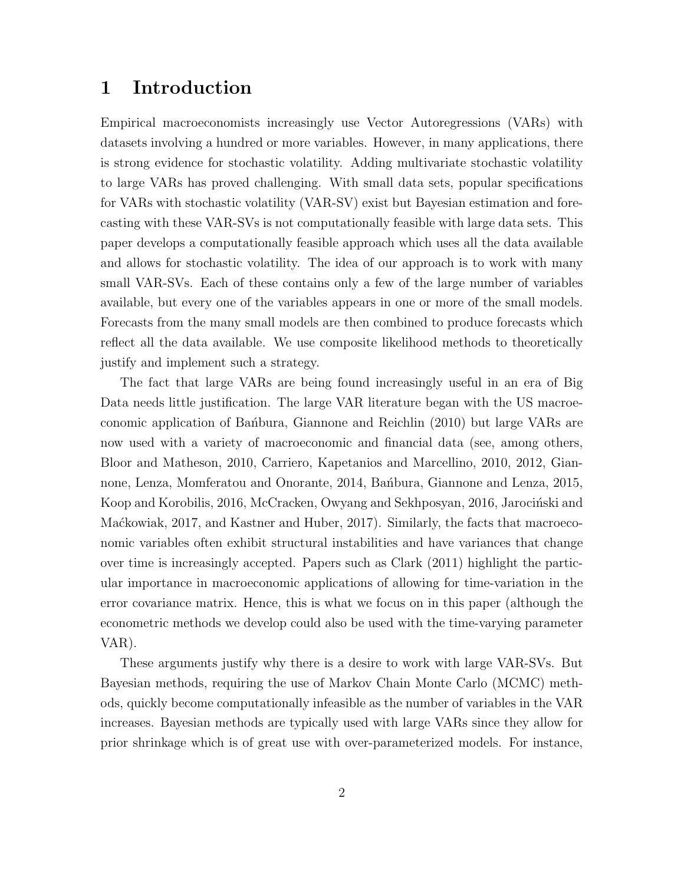# 1 Introduction

Empirical macroeconomists increasingly use Vector Autoregressions (VARs) with datasets involving a hundred or more variables. However, in many applications, there is strong evidence for stochastic volatility. Adding multivariate stochastic volatility to large VARs has proved challenging. With small data sets, popular specifications for VARs with stochastic volatility (VAR-SV) exist but Bayesian estimation and forecasting with these VAR-SVs is not computationally feasible with large data sets. This paper develops a computationally feasible approach which uses all the data available and allows for stochastic volatility. The idea of our approach is to work with many small VAR-SVs. Each of these contains only a few of the large number of variables available, but every one of the variables appears in one or more of the small models. Forecasts from the many small models are then combined to produce forecasts which reflect all the data available. We use composite likelihood methods to theoretically justify and implement such a strategy.

The fact that large VARs are being found increasingly useful in an era of Big Data needs little justification. The large VAR literature began with the US macroeconomic application of Bańbura, Giannone and Reichlin (2010) but large VARs are now used with a variety of macroeconomic and financial data (see, among others, Bloor and Matheson, 2010, Carriero, Kapetanios and Marcellino, 2010, 2012, Giannone, Lenza, Momferatou and Onorante, 2014, Bańbura, Giannone and Lenza, 2015, Koop and Korobilis, 2016, McCracken, Owyang and Sekhposyan, 2016, Jarociński and Maćkowiak, 2017, and Kastner and Huber, 2017). Similarly, the facts that macroeconomic variables often exhibit structural instabilities and have variances that change over time is increasingly accepted. Papers such as Clark (2011) highlight the particular importance in macroeconomic applications of allowing for time-variation in the error covariance matrix. Hence, this is what we focus on in this paper (although the econometric methods we develop could also be used with the time-varying parameter VAR).

These arguments justify why there is a desire to work with large VAR-SVs. But Bayesian methods, requiring the use of Markov Chain Monte Carlo (MCMC) methods, quickly become computationally infeasible as the number of variables in the VAR increases. Bayesian methods are typically used with large VARs since they allow for prior shrinkage which is of great use with over-parameterized models. For instance,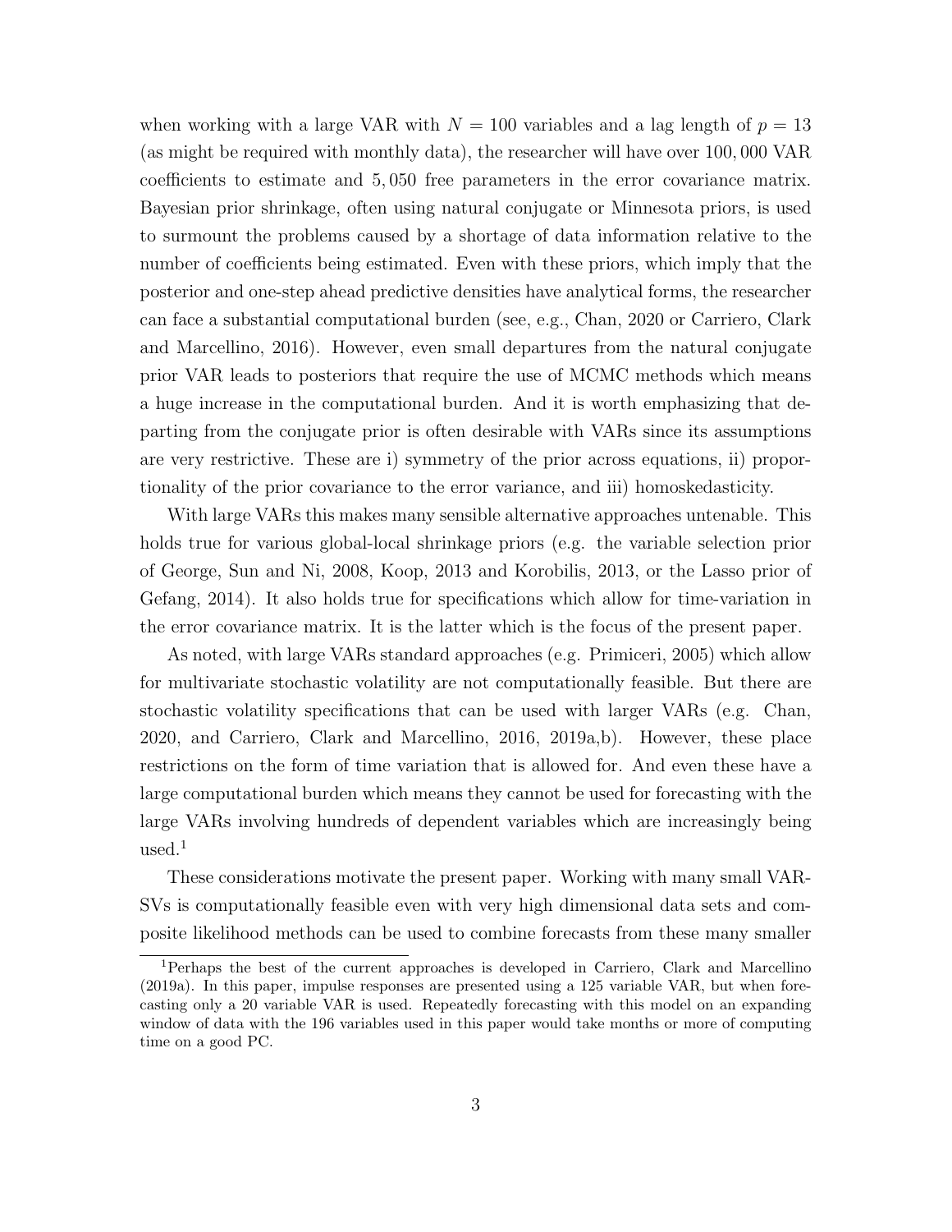when working with a large VAR with $N = 100$ variables and a lag length of $p = 13$ (as might be required with monthly data), the researcher will have over $100,000$ VAR coefficients to estimate and $5,050$ free parameters in the error covariance matrix. Bayesian prior shrinkage, often using natural conjugate or Minnesota priors, is used to surmount the problems caused by a shortage of data information relative to the number of coefficients being estimated. Even with these priors, which imply that the posterior and one-step ahead predictive densities have analytical forms, the researcher can face a substantial computational burden (see, e.g., Chan, 2020 or Carriero, Clark and Marcellino, 2016). However, even small departures from the natural conjugate prior VAR leads to posteriors that require the use of MCMC methods which means a huge increase in the computational burden. And it is worth emphasizing that departing from the conjugate prior is often desirable with VARs since its assumptions are very restrictive. These are i) symmetry of the prior across equations, ii) proportionality of the prior covariance to the error variance, and iii) homoskedasticity.

With large VARs this makes many sensible alternative approaches untenable. This holds true for various global-local shrinkage priors (e.g. the variable selection prior of George, Sun and Ni, 2008, Koop, 2013 and Korobilis, 2013, or the Lasso prior of Gefang, 2014). It also holds true for specifications which allow for time-variation in the error covariance matrix. It is the latter which is the focus of the present paper.

As noted, with large VARs standard approaches (e.g. Primiceri, 2005) which allow for multivariate stochastic volatility are not computationally feasible. But there are stochastic volatility specifications that can be used with larger VARs (e.g. Chan, 2020, and Carriero, Clark and Marcellino, 2016, 2019a,b). However, these place restrictions on the form of time variation that is allowed for. And even these have a large computational burden which means they cannot be used for forecasting with the large VARs involving hundreds of dependent variables which are increasingly being used.[1]

These considerations motivate the present paper. Working with many small VAR-SVs is computationally feasible even with very high dimensional data sets and composite likelihood methods can be used to combine forecasts from these many smaller

[1] Perhaps the best of the current approaches is developed in Carriero, Clark and Marcellino (2019a). In this paper, impulse responses are presented using a 125 variable VAR, but when forecasting only a 20 variable VAR is used. Repeatedly forecasting with this model on an expanding window of data with the 196 variables used in this paper would take months or more of computing time on a good PC.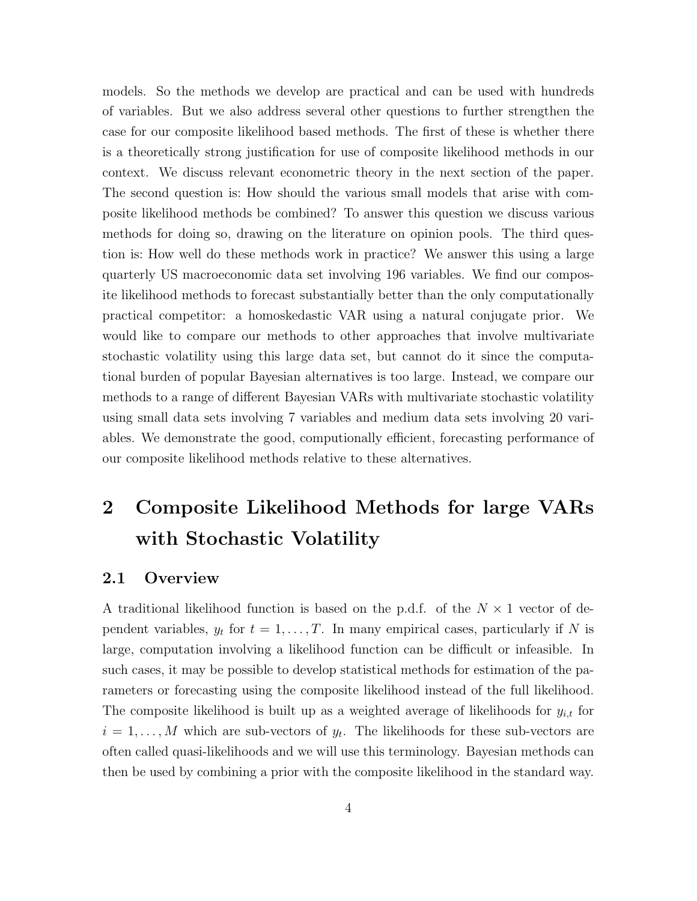models. So the methods we develop are practical and can be used with hundreds of variables. But we also address several other questions to further strengthen the case for our composite likelihood based methods. The first of these is whether there is a theoretically strong justification for use of composite likelihood methods in our context. We discuss relevant econometric theory in the next section of the paper. The second question is: How should the various small models that arise with composite likelihood methods be combined? To answer this question we discuss various methods for doing so, drawing on the literature on opinion pools. The third question is: How well do these methods work in practice? We answer this using a large quarterly US macroeconomic data set involving 196 variables. We find our composite likelihood methods to forecast substantially better than the only computationally practical competitor: a homoskedastic VAR using a natural conjugate prior. We would like to compare our methods to other approaches that involve multivariate stochastic volatility using this large data set, but cannot do it since the computational burden of popular Bayesian alternatives is too large. Instead, we compare our methods to a range of different Bayesian VARs with multivariate stochastic volatility using small data sets involving 7 variables and medium data sets involving 20 variables. We demonstrate the good, computionally efficient, forecasting performance of our composite likelihood methods relative to these alternatives.

# 2 Composite Likelihood Methods for large VARs with Stochastic Volatility

## 2.1 Overview

A traditional likelihood function is based on the p.d.f. of the $N \times 1$ vector of dependent variables, $y_t$ for $t = 1, \ldots, T$. In many empirical cases, particularly if $N$ is large, computation involving a likelihood function can be difficult or infeasible. In such cases, it may be possible to develop statistical methods for estimation of the parameters or forecasting using the composite likelihood instead of the full likelihood. The composite likelihood is built up as a weighted average of likelihoods for $y_{i,t}$ for $i = 1, \ldots, M$ which are sub-vectors of $y_t$. The likelihoods for these sub-vectors are often called quasi-likelihoods and we will use this terminology. Bayesian methods can then be used by combining a prior with the composite likelihood in the standard way.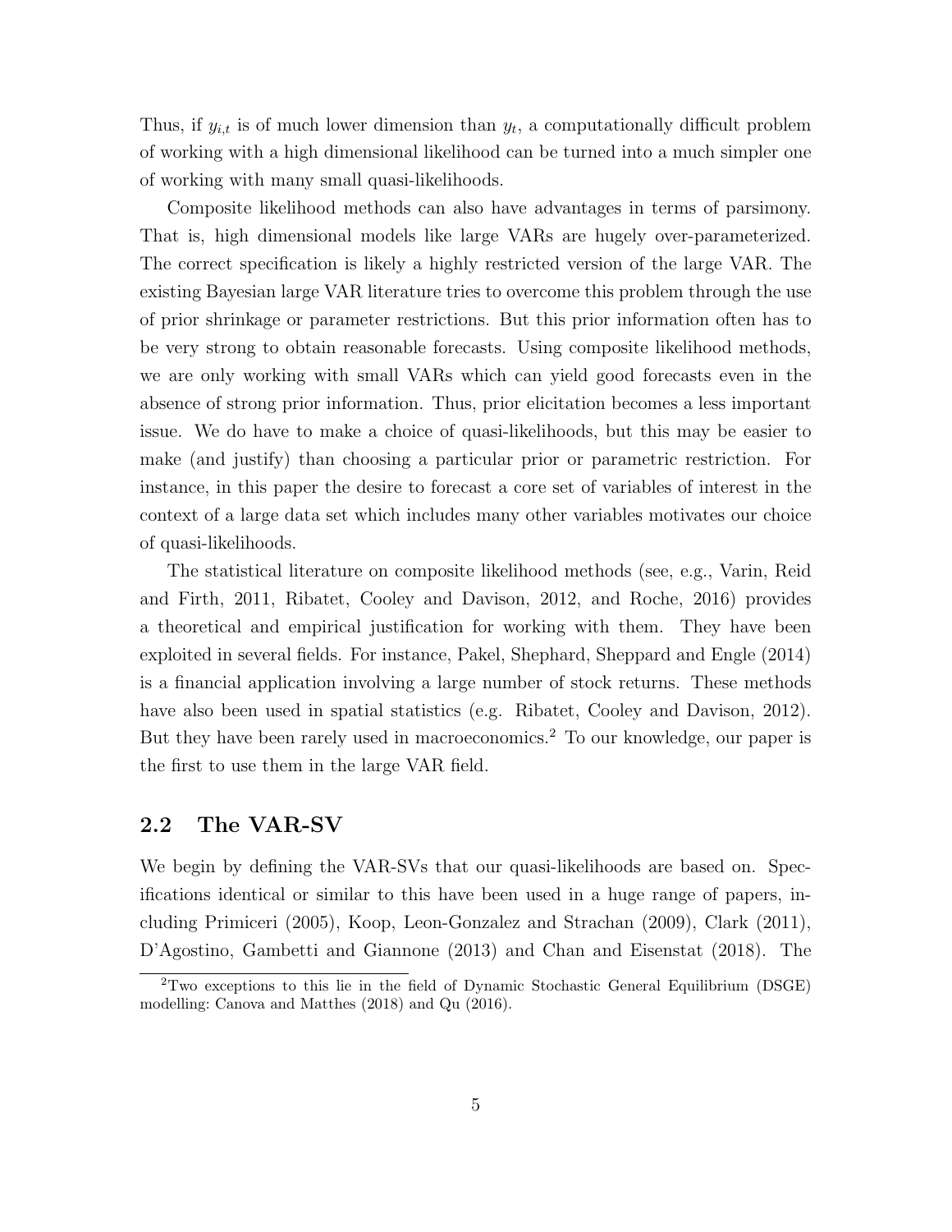Thus, if $y_{i,t}$ is of much lower dimension than $y_t$, a computationally difficult problem of working with a high dimensional likelihood can be turned into a much simpler one of working with many small quasi-likelihoods.

Composite likelihood methods can also have advantages in terms of parsimony. That is, high dimensional models like large VARs are hugely over-parameterized. The correct specification is likely a highly restricted version of the large VAR. The existing Bayesian large VAR literature tries to overcome this problem through the use of prior shrinkage or parameter restrictions. But this prior information often has to be very strong to obtain reasonable forecasts. Using composite likelihood methods, we are only working with small VARs which can yield good forecasts even in the absence of strong prior information. Thus, prior elicitation becomes a less important issue. We do have to make a choice of quasi-likelihoods, but this may be easier to make (and justify) than choosing a particular prior or parametric restriction. For instance, in this paper the desire to forecast a core set of variables of interest in the context of a large data set which includes many other variables motivates our choice of quasi-likelihoods.

The statistical literature on composite likelihood methods (see, e.g., Varin, Reid and Firth, 2011, Ribatet, Cooley and Davison, 2012, and Roche, 2016) provides a theoretical and empirical justification for working with them. They have been exploited in several fields. For instance, Pakel, Shephard, Sheppard and Engle (2014) is a financial application involving a large number of stock returns. These methods have also been used in spatial statistics (e.g. Ribatet, Cooley and Davison, 2012). But they have been rarely used in macroeconomics.[2] To our knowledge, our paper is the first to use them in the large VAR field.

## 2.2 The VAR-SV

We begin by defining the VAR-SVs that our quasi-likelihoods are based on. Specifications identical or similar to this have been used in a huge range of papers, including Primiceri (2005), Koop, Leon-Gonzalez and Strachan (2009), Clark (2011), D'Agostino, Gambetti and Giannone (2013) and Chan and Eisenstat (2018). The

[2] Two exceptions to this lie in the field of Dynamic Stochastic General Equilibrium (DSGE) modelling: Canova and Matthes (2018) and Qu (2016).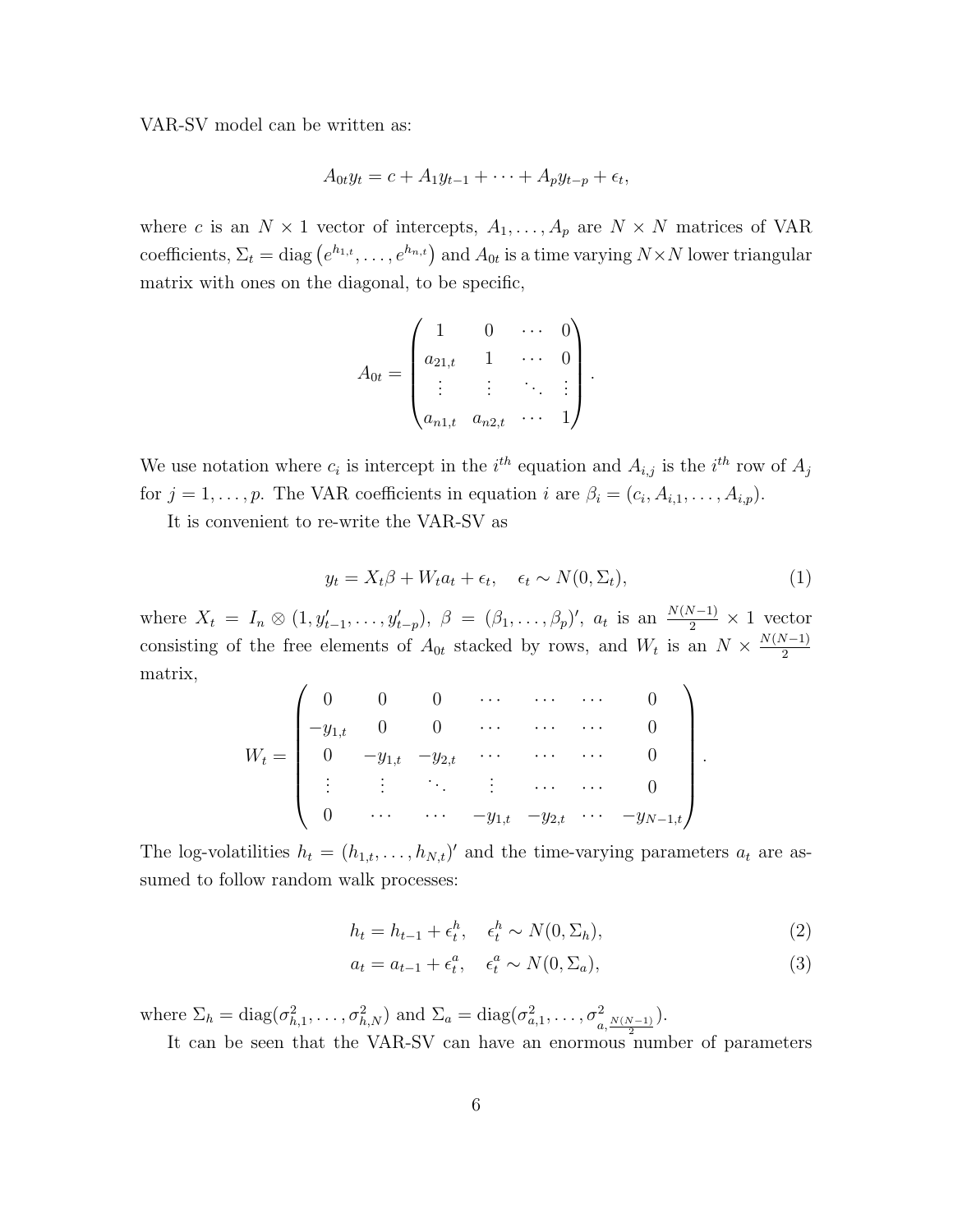VAR-SV model can be written as:

$$A_{0t} y_t = c + A_1 y_{t-1} + \cdots + A_p y_{t-p} + \epsilon_t,$$

where $c$ is an $N \times 1$ vector of intercepts, $A_1, \ldots, A_p$ are $N \times N$ matrices of VAR coefficients, $\Sigma_t = \text{diag}\left(e^{h_{1,t}}, \ldots, e^{h_{n,t}}\right)$ and $A_{0t}$ is a time varying $N \times N$ lower triangular matrix with ones on the diagonal, to be specific,

$$A_{0t} = \begin{pmatrix} 1 & 0 & \cdots & 0 \\ a_{21,t} & 1 & \cdots & 0 \\ \vdots & \vdots & \ddots & \vdots \\ a_{n1,t} & a_{n2,t} & \cdots & 1 \end{pmatrix}.$$

We use notation where $c_i$ is intercept in the $i^{th}$ equation and $A_{i,j}$ is the $i^{th}$ row of $A_j$ for $j = 1, \ldots, p$. The VAR coefficients in equation $i$ are $\beta_i = (c_i, A_{i,1}, \ldots, A_{i,p})$.

It is convenient to re-write the VAR-SV as

$$y_t = X_t \beta + W_t a_t + \epsilon_t, \quad \epsilon_t \sim N(0, \Sigma_t), \tag{1}$$

where $X_t = I_n \otimes (1, y'_{t-1}, \ldots, y'_{t-p})$, $\beta = (\beta_1, \ldots, \beta_p)'$, $a_t$ is an $\frac{N(N-1)}{2} \times 1$ vector consisting of the free elements of $A_{0t}$ stacked by rows, and $W_t$ is an $N \times \frac{N(N-1)}{2}$ matrix,

$$W_t = \begin{pmatrix} 0 & 0 & 0 & \cdots & \cdots & \cdots & 0 \\ -y_{1,t} & 0 & 0 & \cdots & \cdots & \cdots & 0 \\ 0 & -y_{1,t} & -y_{2,t} & \cdots & \cdots & \cdots & 0 \\ \vdots & \vdots & \ddots & \vdots & \cdots & \cdots & 0 \\ 0 & \cdots & \cdots & -y_{1,t} & -y_{2,t} & \cdots & -y_{N-1,t} \end{pmatrix}.$$

The log-volatilities $h_t = (h_{1,t}, \ldots, h_{N,t})'$ and the time-varying parameters $a_t$ are assumed to follow random walk processes:

$$h_t = h_{t-1} + \epsilon_t^h, \quad \epsilon_t^h \sim N(0, \Sigma_h), \tag{2}$$

$$a_t = a_{t-1} + \epsilon_t^a, \quad \epsilon_t^a \sim N(0, \Sigma_a), \tag{3}$$

where $\Sigma_h = \text{diag}(\sigma_{h,1}^2, \ldots, \sigma_{h,N}^2)$ and $\Sigma_a = \text{diag}(\sigma_{a,1}^2, \ldots, \sigma_{a,\frac{N(N-1)}{2}}^2)$.

It can be seen that the VAR-SV can have an enormous number of parameters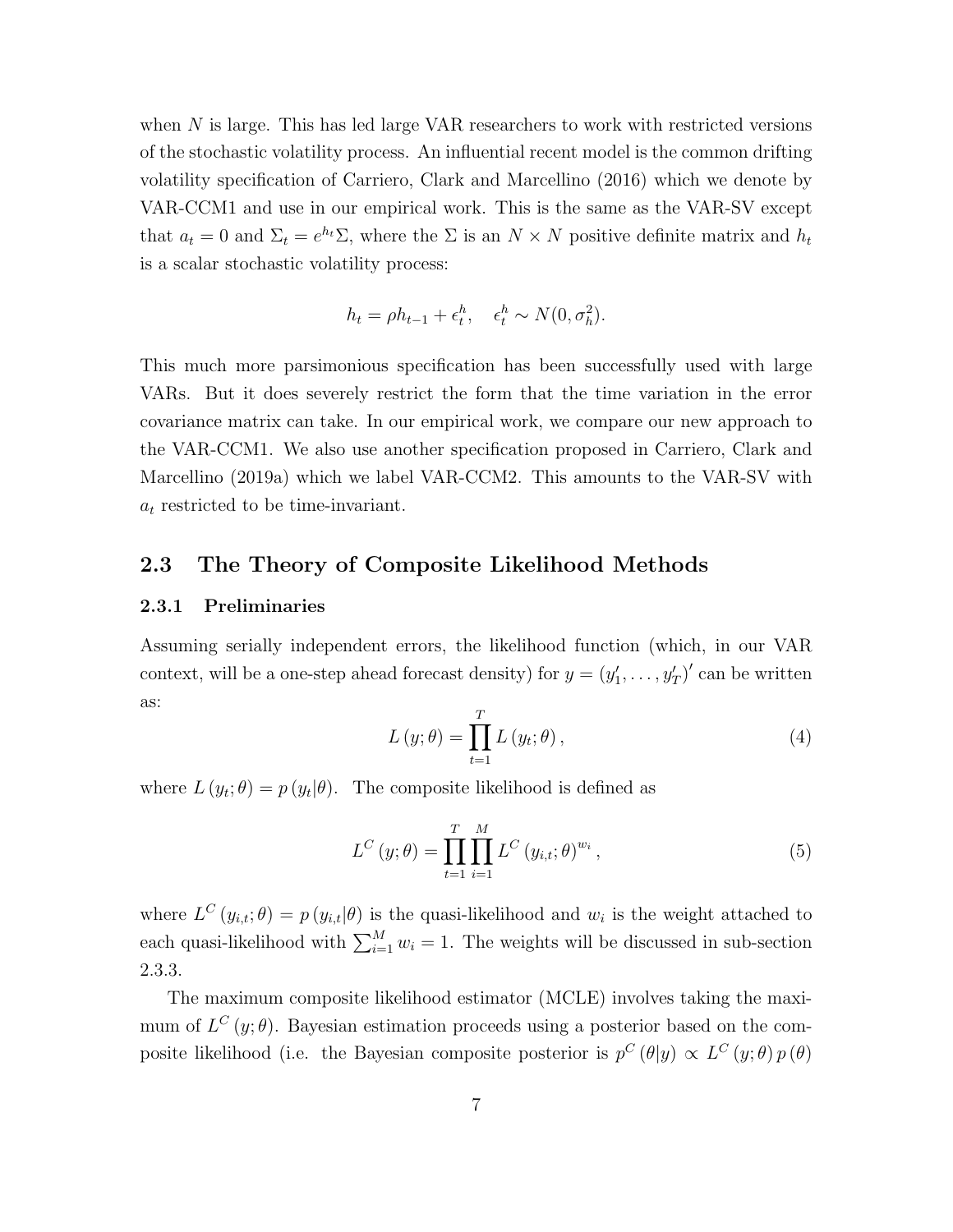when $N$ is large. This has led large VAR researchers to work with restricted versions of the stochastic volatility process. An influential recent model is the common drifting volatility specification of Carriero, Clark and Marcellino (2016) which we denote by VAR-CCM1 and use in our empirical work. This is the same as the VAR-SV except that $a_t = 0$ and $\Sigma_t = e^{h_t}\Sigma$, where the $\Sigma$ is an $N \times N$ positive definite matrix and $h_t$ is a scalar stochastic volatility process:

$$h_t = \rho h_{t-1} + \epsilon_t^h, \quad \epsilon_t^h \sim N(0, \sigma_h^2).$$

This much more parsimonious specification has been successfully used with large VARs. But it does severely restrict the form that the time variation in the error covariance matrix can take. In our empirical work, we compare our new approach to the VAR-CCM1. We also use another specification proposed in Carriero, Clark and Marcellino (2019a) which we label VAR-CCM2. This amounts to the VAR-SV with $a_t$ restricted to be time-invariant.

## 2.3 The Theory of Composite Likelihood Methods

### 2.3.1 Preliminaries

Assuming serially independent errors, the likelihood function (which, in our VAR context, will be a one-step ahead forecast density) for $y = (y_1', \ldots, y_T')'$ can be written as:

$$L(y; \theta) = \prod_{t=1}^{T} L(y_t; \theta), \tag{4}$$

where $L(y_t; \theta) = p(y_t|\theta)$. The composite likelihood is defined as

$$L^C(y; \theta) = \prod_{t=1}^{T} \prod_{i=1}^{M} L^C(y_{i,t}; \theta)^{w_i}, \tag{5}$$

where $L^C(y_{i,t}; \theta) = p(y_{i,t}|\theta)$ is the quasi-likelihood and $w_i$ is the weight attached to each quasi-likelihood with $\sum_{i=1}^{M} w_i = 1$. The weights will be discussed in sub-section 2.3.3.

The maximum composite likelihood estimator (MCLE) involves taking the maximum of $L^C(y; \theta)$. Bayesian estimation proceeds using a posterior based on the composite likelihood (i.e. the Bayesian composite posterior is $p^C(\theta|y) \propto L^C(y; \theta)\, p(\theta)$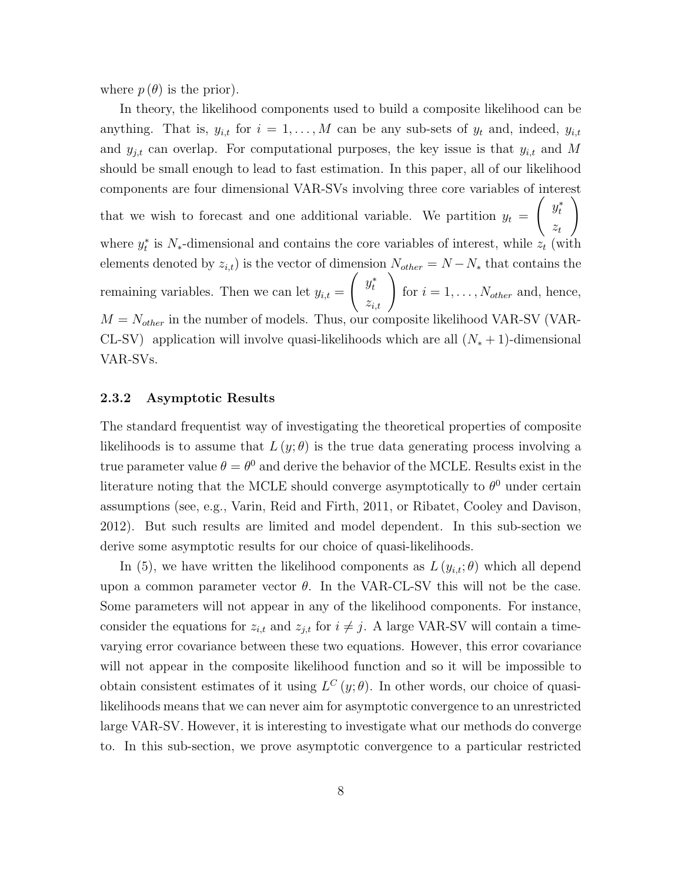where $p(\theta)$ is the prior).

In theory, the likelihood components used to build a composite likelihood can be anything. That is, $y_{i,t}$ for $i = 1, \ldots, M$ can be any sub-sets of $y_t$ and, indeed, $y_{i,t}$ and $y_{j,t}$ can overlap. For computational purposes, the key issue is that $y_{i,t}$ and $M$ should be small enough to lead to fast estimation. In this paper, all of our likelihood components are four dimensional VAR-SVs involving three core variables of interest that we wish to forecast and one additional variable. We partition $y_t = \begin{pmatrix} y_t^* \\ z_t \end{pmatrix}$ where $y_t^*$ is $N_*$-dimensional and contains the core variables of interest, while $z_t$ (with elements denoted by $z_{i,t}$) is the vector of dimension $N_{other} = N - N_*$ that contains the remaining variables. Then we can let $y_{i,t} = \begin{pmatrix} y_t^* \\ z_{i,t} \end{pmatrix}$ for $i = 1, \ldots, N_{other}$ and, hence, $M = N_{other}$ in the number of models. Thus, our composite likelihood VAR-SV (VAR-CL-SV) application will involve quasi-likelihoods which are all $(N_* + 1)$-dimensional VAR-SVs.

### 2.3.2 Asymptotic Results

The standard frequentist way of investigating the theoretical properties of composite likelihoods is to assume that $L(y; \theta)$ is the true data generating process involving a true parameter value $\theta = \theta^0$ and derive the behavior of the MCLE. Results exist in the literature noting that the MCLE should converge asymptotically to $\theta^0$ under certain assumptions (see, e.g., Varin, Reid and Firth, 2011, or Ribatet, Cooley and Davison, 2012). But such results are limited and model dependent. In this sub-section we derive some asymptotic results for our choice of quasi-likelihoods.

In (5), we have written the likelihood components as $L(y_{i,t}; \theta)$ which all depend upon a common parameter vector $\theta$. In the VAR-CL-SV this will not be the case. Some parameters will not appear in any of the likelihood components. For instance, consider the equations for $z_{i,t}$ and $z_{j,t}$ for $i \neq j$. A large VAR-SV will contain a time-varying error covariance between these two equations. However, this error covariance will not appear in the composite likelihood function and so it will be impossible to obtain consistent estimates of it using $L^C(y; \theta)$. In other words, our choice of quasi-likelihoods means that we can never aim for asymptotic convergence to an unrestricted large VAR-SV. However, it is interesting to investigate what our methods do converge to. In this sub-section, we prove asymptotic convergence to a particular restricted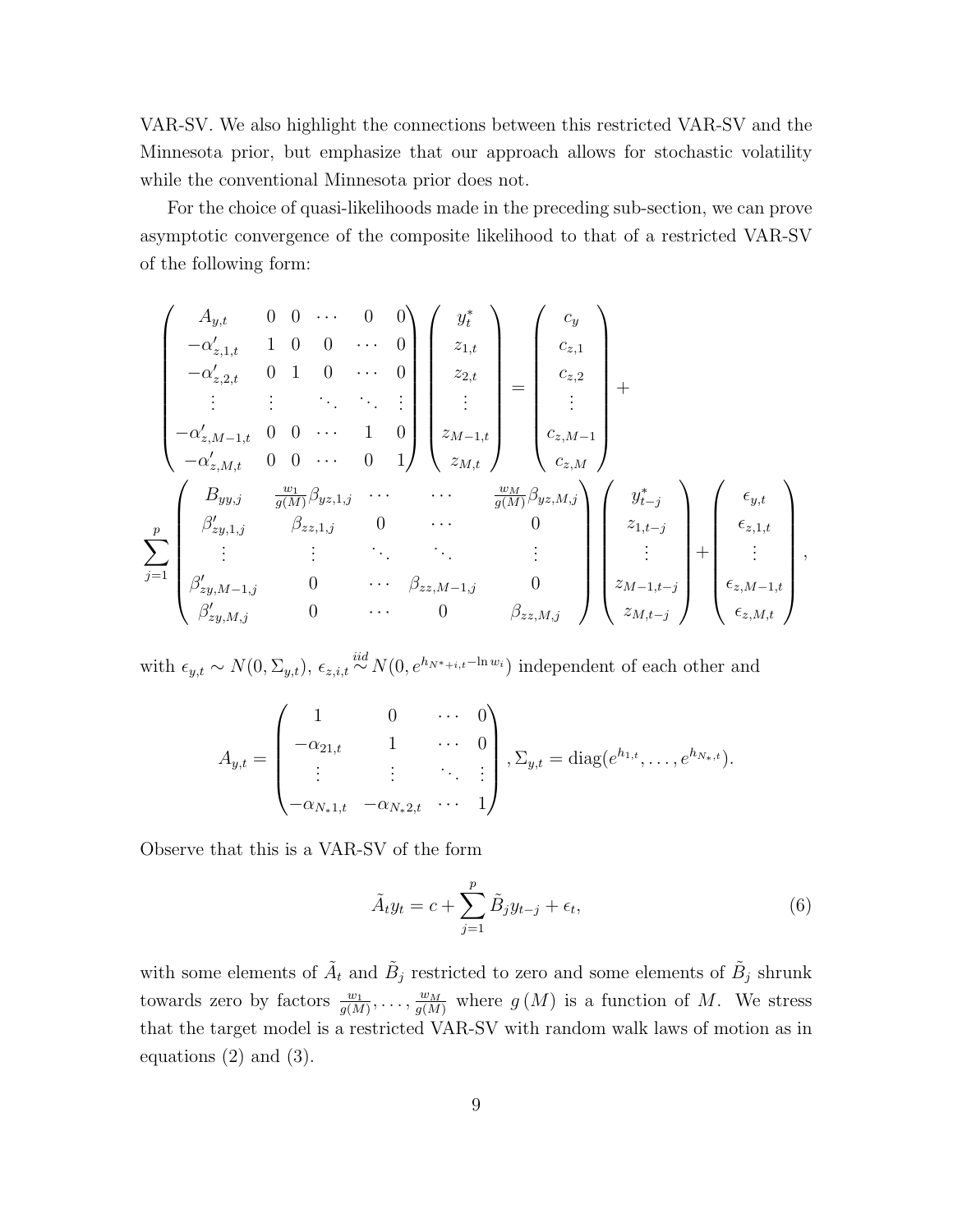VAR-SV. We also highlight the connections between this restricted VAR-SV and the Minnesota prior, but emphasize that our approach allows for stochastic volatility while the conventional Minnesota prior does not.

For the choice of quasi-likelihoods made in the preceding sub-section, we can prove asymptotic convergence of the composite likelihood to that of a restricted VAR-SV of the following form:

$$
\begin{pmatrix}
A_{y,t} & 0 & 0 & \cdots & 0 & 0 \\
-\alpha'_{z,1,t} & 1 & 0 & 0 & \cdots & 0 \\
-\alpha'_{z,2,t} & 0 & 1 & 0 & \cdots & 0 \\
\vdots & \vdots & & \ddots & \ddots & \vdots \\
-\alpha'_{z,M-1,t} & 0 & 0 & \cdots & 1 & 0 \\
-\alpha'_{z,M,t} & 0 & 0 & \cdots & 0 & 1
\end{pmatrix}
\begin{pmatrix}
y_t^* \\ z_{1,t} \\ z_{2,t} \\ \vdots \\ z_{M-1,t} \\ z_{M,t}
\end{pmatrix}
=
\begin{pmatrix}
c_y \\ c_{z,1} \\ c_{z,2} \\ \vdots \\ c_{z,M-1} \\ c_{z,M}
\end{pmatrix}
+
$$

$$
\sum_{j=1}^{p}
\begin{pmatrix}
B_{yy,j} & \frac{w_1}{g(M)}\beta_{yz,1,j} & \cdots & \cdots & \frac{w_M}{g(M)}\beta_{yz,M,j} \\
\beta'_{zy,1,j} & \beta_{zz,1,j} & 0 & \cdots & 0 \\
\vdots & \vdots & \ddots & \ddots & \vdots \\
\beta'_{zy,M-1,j} & 0 & \cdots & \beta_{zz,M-1,j} & 0 \\
\beta'_{zy,M,j} & 0 & \cdots & 0 & \beta_{zz,M,j}
\end{pmatrix}
\begin{pmatrix}
y_{t-j}^* \\ z_{1,t-j} \\ \vdots \\ z_{M-1,t-j} \\ z_{M,t-j}
\end{pmatrix}
+
\begin{pmatrix}
\epsilon_{y,t} \\ \epsilon_{z,1,t} \\ \vdots \\ \epsilon_{z,M-1,t} \\ \epsilon_{z,M,t}
\end{pmatrix},
$$

with $\epsilon_{y,t} \sim N(0, \Sigma_{y,t})$, $\epsilon_{z,i,t} \overset{iid}{\sim} N(0, e^{h_{N^*+i,t} - \ln w_i})$ independent of each other and

$$
A_{y,t} =
\begin{pmatrix}
1 & 0 & \cdots & 0 \\
-\alpha_{21,t} & 1 & \cdots & 0 \\
\vdots & \vdots & \ddots & \vdots \\
-\alpha_{N_*1,t} & -\alpha_{N_*2,t} & \cdots & 1
\end{pmatrix},
\Sigma_{y,t} = \mathrm{diag}(e^{h_{1,t}}, \ldots, e^{h_{N_*,t}}).
$$

Observe that this is a VAR-SV of the form

$$
\tilde{A}_t y_t = c + \sum_{j=1}^{p} \tilde{B}_j y_{t-j} + \epsilon_t, \tag{6}
$$

with some elements of $\tilde{A}_t$ and $\tilde{B}_j$ restricted to zero and some elements of $\tilde{B}_j$ shrunk towards zero by factors $\frac{w_1}{g(M)}, \ldots, \frac{w_M}{g(M)}$ where $g(M)$ is a function of $M$. We stress that the target model is a restricted VAR-SV with random walk laws of motion as in equations (2) and (3).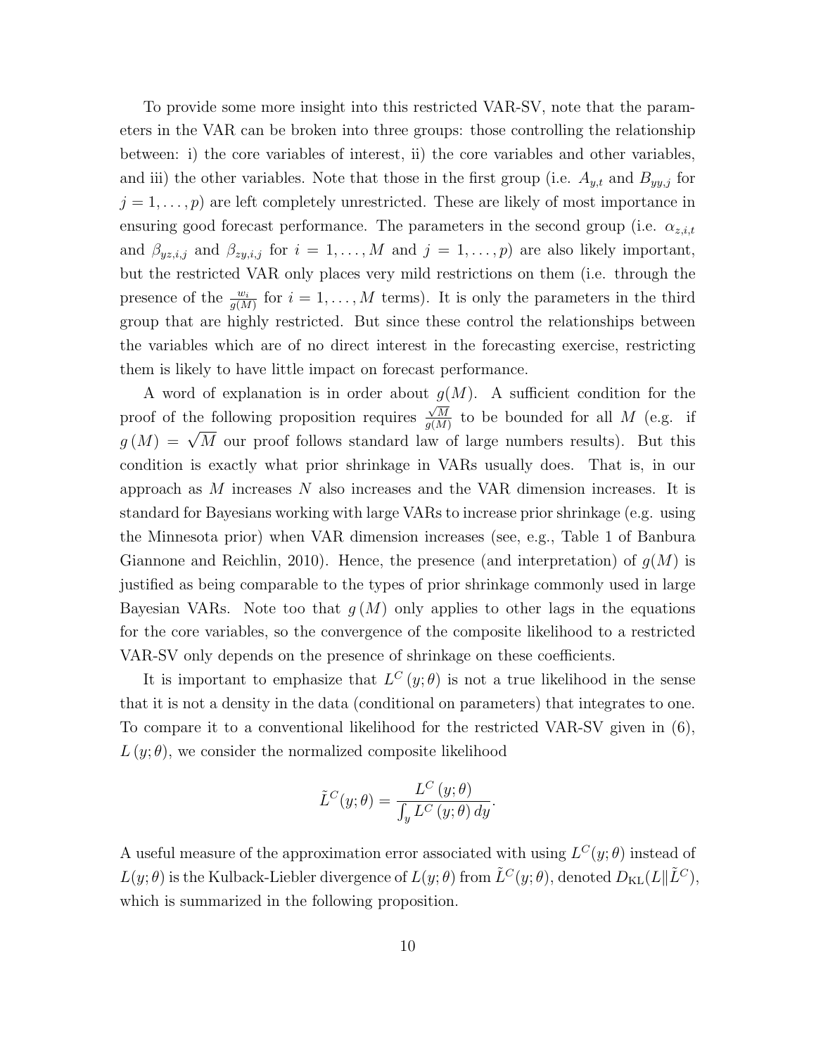To provide some more insight into this restricted VAR-SV, note that the parameters in the VAR can be broken into three groups: those controlling the relationship between: i) the core variables of interest, ii) the core variables and other variables, and iii) the other variables. Note that those in the first group (i.e. $A_{y,t}$ and $B_{yy,j}$ for $j = 1, \ldots, p$) are left completely unrestricted. These are likely of most importance in ensuring good forecast performance. The parameters in the second group (i.e. $\alpha_{z,i,t}$ and $\beta_{yz,i,j}$ and $\beta_{zy,i,j}$ for $i = 1, \ldots, M$ and $j = 1, \ldots, p$) are also likely important, but the restricted VAR only places very mild restrictions on them (i.e. through the presence of the $\frac{w_i}{g(M)}$ for $i = 1, \ldots, M$ terms). It is only the parameters in the third group that are highly restricted. But since these control the relationships between the variables which are of no direct interest in the forecasting exercise, restricting them is likely to have little impact on forecast performance.

A word of explanation is in order about $g(M)$. A sufficient condition for the proof of the following proposition requires $\frac{\sqrt{M}}{g(M)}$ to be bounded for all $M$ (e.g. if $g(M) = \sqrt{M}$ our proof follows standard law of large numbers results). But this condition is exactly what prior shrinkage in VARs usually does. That is, in our approach as $M$ increases $N$ also increases and the VAR dimension increases. It is standard for Bayesians working with large VARs to increase prior shrinkage (e.g. using the Minnesota prior) when VAR dimension increases (see, e.g., Table 1 of Banbura Giannone and Reichlin, 2010). Hence, the presence (and interpretation) of $g(M)$ is justified as being comparable to the types of prior shrinkage commonly used in large Bayesian VARs. Note too that $g(M)$ only applies to other lags in the equations for the core variables, so the convergence of the composite likelihood to a restricted VAR-SV only depends on the presence of shrinkage on these coefficients.

It is important to emphasize that $L^C(y;\theta)$ is not a true likelihood in the sense that it is not a density in the data (conditional on parameters) that integrates to one. To compare it to a conventional likelihood for the restricted VAR-SV given in (6), $L(y;\theta)$, we consider the normalized composite likelihood

$$\tilde{L}^C(y;\theta) = \frac{L^C(y;\theta)}{\int_y L^C(y;\theta)\, dy}.$$

A useful measure of the approximation error associated with using $L^C(y;\theta)$ instead of $L(y;\theta)$ is the Kulback-Liebler divergence of $L(y;\theta)$ from $\tilde{L}^C(y;\theta)$, denoted $D_{\mathrm{KL}}(L \| \tilde{L}^C)$, which is summarized in the following proposition.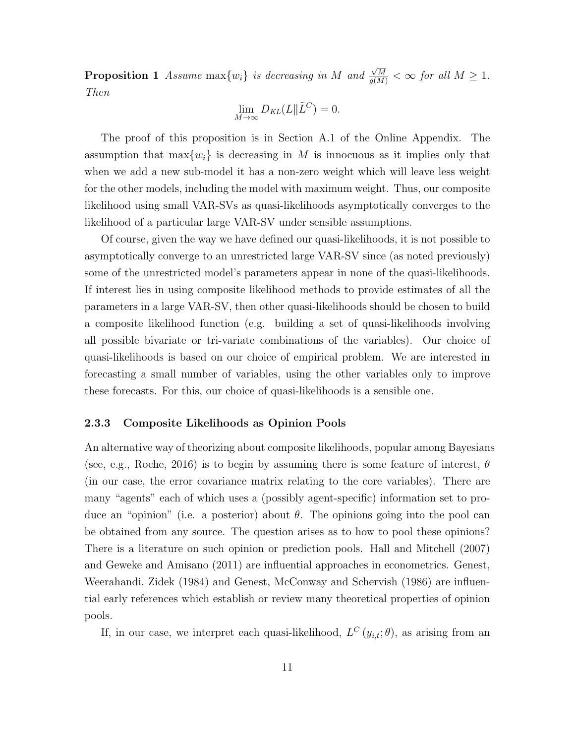**Proposition 1** *Assume* $\max\{w_i\}$ *is decreasing in* $M$ *and* $\frac{\sqrt{M}}{g(M)} < \infty$ *for all* $M \geq 1$. *Then*

$$\lim_{M\to\infty} D_{KL}(L \| \tilde{L}^C) = 0.$$

The proof of this proposition is in Section A.1 of the Online Appendix. The assumption that $\max\{w_i\}$ is decreasing in $M$ is innocuous as it implies only that when we add a new sub-model it has a non-zero weight which will leave less weight for the other models, including the model with maximum weight. Thus, our composite likelihood using small VAR-SVs as quasi-likelihoods asymptotically converges to the likelihood of a particular large VAR-SV under sensible assumptions.

Of course, given the way we have defined our quasi-likelihoods, it is not possible to asymptotically converge to an unrestricted large VAR-SV since (as noted previously) some of the unrestricted model's parameters appear in none of the quasi-likelihoods. If interest lies in using composite likelihood methods to provide estimates of all the parameters in a large VAR-SV, then other quasi-likelihoods should be chosen to build a composite likelihood function (e.g. building a set of quasi-likelihoods involving all possible bivariate or tri-variate combinations of the variables). Our choice of quasi-likelihoods is based on our choice of empirical problem. We are interested in forecasting a small number of variables, using the other variables only to improve these forecasts. For this, our choice of quasi-likelihoods is a sensible one.

### 2.3.3 Composite Likelihoods as Opinion Pools

An alternative way of theorizing about composite likelihoods, popular among Bayesians (see, e.g., Roche, 2016) is to begin by assuming there is some feature of interest, $\theta$ (in our case, the error covariance matrix relating to the core variables). There are many "agents" each of which uses a (possibly agent-specific) information set to produce an "opinion" (i.e. a posterior) about $\theta$. The opinions going into the pool can be obtained from any source. The question arises as to how to pool these opinions? There is a literature on such opinion or prediction pools. Hall and Mitchell (2007) and Geweke and Amisano (2011) are influential approaches in econometrics. Genest, Weerahandi, Zidek (1984) and Genest, McConway and Schervish (1986) are influential early references which establish or review many theoretical properties of opinion pools.

If, in our case, we interpret each quasi-likelihood, $L^C(y_{i,t}; \theta)$, as arising from an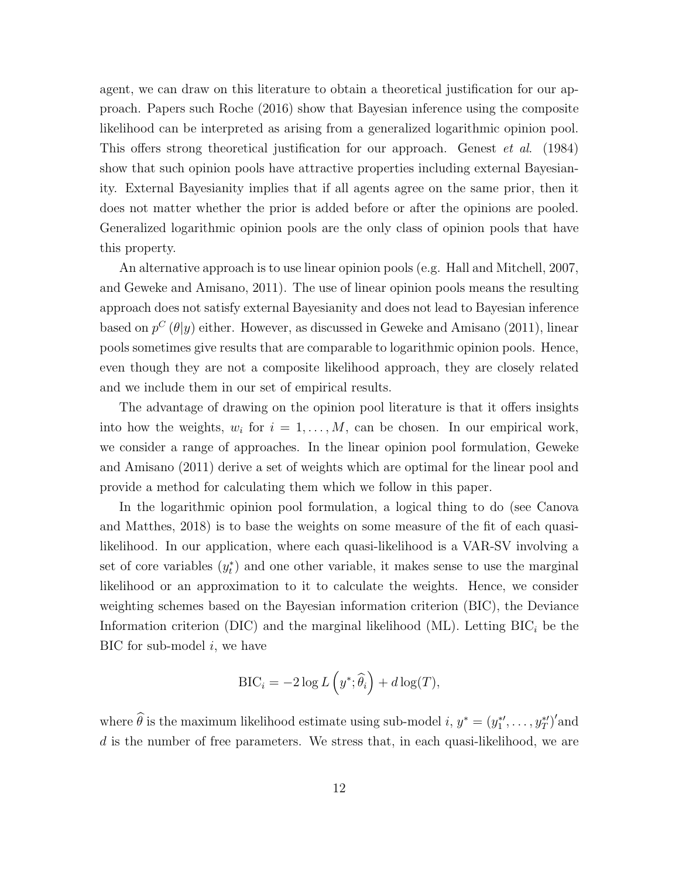agent, we can draw on this literature to obtain a theoretical justification for our approach. Papers such Roche (2016) show that Bayesian inference using the composite likelihood can be interpreted as arising from a generalized logarithmic opinion pool. This offers strong theoretical justification for our approach. Genest *et al.* (1984) show that such opinion pools have attractive properties including external Bayesianity. External Bayesianity implies that if all agents agree on the same prior, then it does not matter whether the prior is added before or after the opinions are pooled. Generalized logarithmic opinion pools are the only class of opinion pools that have this property.

An alternative approach is to use linear opinion pools (e.g. Hall and Mitchell, 2007, and Geweke and Amisano, 2011). The use of linear opinion pools means the resulting approach does not satisfy external Bayesianity and does not lead to Bayesian inference based on $p^C(\theta|y)$ either. However, as discussed in Geweke and Amisano (2011), linear pools sometimes give results that are comparable to logarithmic opinion pools. Hence, even though they are not a composite likelihood approach, they are closely related and we include them in our set of empirical results.

The advantage of drawing on the opinion pool literature is that it offers insights into how the weights, $w_i$ for $i = 1, \ldots, M$, can be chosen. In our empirical work, we consider a range of approaches. In the linear opinion pool formulation, Geweke and Amisano (2011) derive a set of weights which are optimal for the linear pool and provide a method for calculating them which we follow in this paper.

In the logarithmic opinion pool formulation, a logical thing to do (see Canova and Matthes, 2018) is to base the weights on some measure of the fit of each quasi-likelihood. In our application, where each quasi-likelihood is a VAR-SV involving a set of core variables ($y_t^*$) and one other variable, it makes sense to use the marginal likelihood or an approximation to it to calculate the weights. Hence, we consider weighting schemes based on the Bayesian information criterion (BIC), the Deviance Information criterion (DIC) and the marginal likelihood (ML). Letting $\text{BIC}_i$ be the BIC for sub-model $i$, we have

$$\text{BIC}_i = -2 \log L\left(y^*; \widehat{\theta}_i\right) + d \log(T),$$

where $\widehat{\theta}$ is the maximum likelihood estimate using sub-model $i$, $y^* = (y_1^{*\prime}, \ldots, y_T^{*\prime})'$and $d$ is the number of free parameters. We stress that, in each quasi-likelihood, we are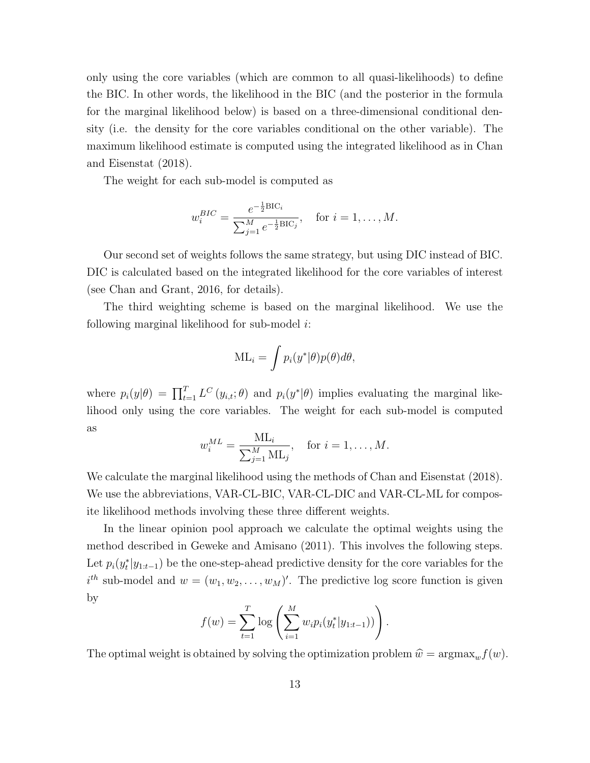only using the core variables (which are common to all quasi-likelihoods) to define the BIC. In other words, the likelihood in the BIC (and the posterior in the formula for the marginal likelihood below) is based on a three-dimensional conditional density (i.e. the density for the core variables conditional on the other variable). The maximum likelihood estimate is computed using the integrated likelihood as in Chan and Eisenstat (2018).

The weight for each sub-model is computed as

$$w_i^{BIC} = \frac{e^{-\frac{1}{2}\text{BIC}_i}}{\sum_{j=1}^{M} e^{-\frac{1}{2}\text{BIC}_j}}, \quad \text{for } i = 1, \ldots, M.$$

Our second set of weights follows the same strategy, but using DIC instead of BIC. DIC is calculated based on the integrated likelihood for the core variables of interest (see Chan and Grant, 2016, for details).

The third weighting scheme is based on the marginal likelihood. We use the following marginal likelihood for sub-model $i$:

$$\text{ML}_i = \int p_i(y^*|\theta)p(\theta)d\theta,$$

where $p_i(y|\theta) = \prod_{t=1}^{T} L^C(y_{i,t};\theta)$ and $p_i(y^*|\theta)$ implies evaluating the marginal likelihood only using the core variables. The weight for each sub-model is computed as

$$w_i^{ML} = \frac{\text{ML}_i}{\sum_{j=1}^{M} \text{ML}_j}, \quad \text{for } i = 1, \ldots, M.$$

We calculate the marginal likelihood using the methods of Chan and Eisenstat (2018). We use the abbreviations, VAR-CL-BIC, VAR-CL-DIC and VAR-CL-ML for composite likelihood methods involving these three different weights.

In the linear opinion pool approach we calculate the optimal weights using the method described in Geweke and Amisano (2011). This involves the following steps. Let $p_i(y_t^*|y_{1:t-1})$ be the one-step-ahead predictive density for the core variables for the $i^{th}$ sub-model and $w = (w_1, w_2, \ldots, w_M)'$. The predictive log score function is given by

$$f(w) = \sum_{t=1}^{T} \log\left(\sum_{i=1}^{M} w_i p_i(y_t^*|y_{1:t-1})\right).$$

The optimal weight is obtained by solving the optimization problem $\widehat{w} = \text{argmax}_w f(w)$.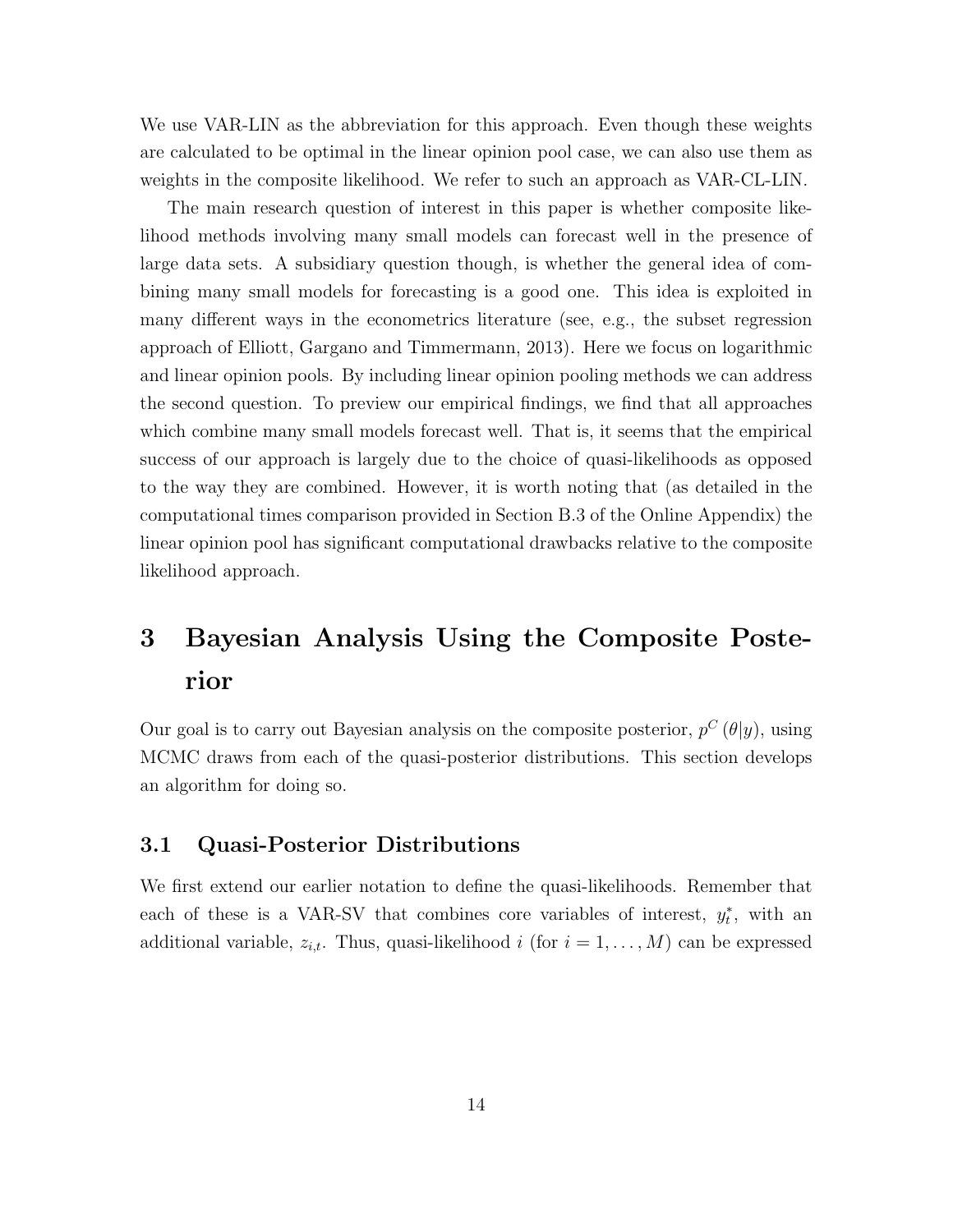We use VAR-LIN as the abbreviation for this approach. Even though these weights are calculated to be optimal in the linear opinion pool case, we can also use them as weights in the composite likelihood. We refer to such an approach as VAR-CL-LIN.

The main research question of interest in this paper is whether composite likelihood methods involving many small models can forecast well in the presence of large data sets. A subsidiary question though, is whether the general idea of combining many small models for forecasting is a good one. This idea is exploited in many different ways in the econometrics literature (see, e.g., the subset regression approach of Elliott, Gargano and Timmermann, 2013). Here we focus on logarithmic and linear opinion pools. By including linear opinion pooling methods we can address the second question. To preview our empirical findings, we find that all approaches which combine many small models forecast well. That is, it seems that the empirical success of our approach is largely due to the choice of quasi-likelihoods as opposed to the way they are combined. However, it is worth noting that (as detailed in the computational times comparison provided in Section B.3 of the Online Appendix) the linear opinion pool has significant computational drawbacks relative to the composite likelihood approach.

# 3 Bayesian Analysis Using the Composite Posterior

Our goal is to carry out Bayesian analysis on the composite posterior, $p^C(\theta|y)$, using MCMC draws from each of the quasi-posterior distributions. This section develops an algorithm for doing so.

## 3.1 Quasi-Posterior Distributions

We first extend our earlier notation to define the quasi-likelihoods. Remember that each of these is a VAR-SV that combines core variables of interest, $y_t^*$, with an additional variable, $z_{i,t}$. Thus, quasi-likelihood $i$ (for $i = 1, \ldots, M$) can be expressed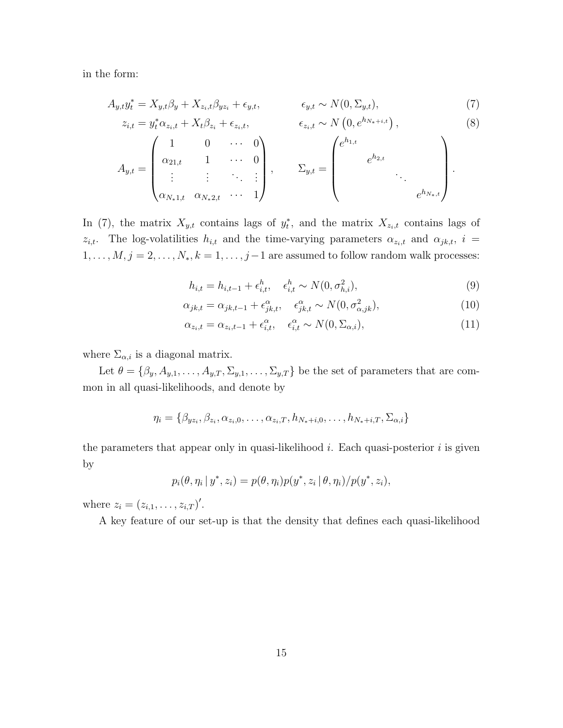in the form:

$$A_{y,t} y_t^* = X_{y,t}\beta_y + X_{z_i,t}\beta_{yz_i} + \epsilon_{y,t}, \qquad \epsilon_{y,t} \sim N(0, \Sigma_{y,t}), \tag{7}$$

$$z_{i,t} = y_t^* \alpha_{z_i,t} + X_t \beta_{z_i} + \epsilon_{z_i,t}, \qquad \epsilon_{z_i,t} \sim N\left(0, e^{h_{N_*+i,t}}\right), \tag{8}$$

$$A_{y,t} = \begin{pmatrix} 1 & 0 & \cdots & 0 \\ \alpha_{21,t} & 1 & \cdots & 0 \\ \vdots & \vdots & \ddots & \vdots \\ \alpha_{N_*1,t} & \alpha_{N_*2,t} & \cdots & 1 \end{pmatrix}, \qquad \Sigma_{y,t} = \begin{pmatrix} e^{h_{1,t}} & & & \\ & e^{h_{2,t}} & & \\ & & \ddots & \\ & & & e^{h_{N_*,t}} \end{pmatrix}.$$

In (7), the matrix $X_{y,t}$ contains lags of $y_t^*$, and the matrix $X_{z_i,t}$ contains lags of $z_{i,t}$. The log-volatilities $h_{i,t}$ and the time-varying parameters $\alpha_{z_i,t}$ and $\alpha_{jk,t}$, $i = 1, \ldots, M, j = 2, \ldots, N_*, k = 1, \ldots, j-1$ are assumed to follow random walk processes:

$$h_{i,t} = h_{i,t-1} + \epsilon_{i,t}^h, \quad \epsilon_{i,t}^h \sim N(0, \sigma_{h,i}^2), \tag{9}$$

$$\alpha_{jk,t} = \alpha_{jk,t-1} + \epsilon_{jk,t}^\alpha, \quad \epsilon_{jk,t}^\alpha \sim N(0, \sigma_{\alpha,jk}^2), \tag{10}$$

$$\alpha_{z_i,t} = \alpha_{z_i,t-1} + \epsilon_{i,t}^\alpha, \quad \epsilon_{i,t}^\alpha \sim N(0, \Sigma_{\alpha,i}), \tag{11}$$

where $\Sigma_{\alpha,i}$ is a diagonal matrix.

Let $\theta = \{\beta_y, A_{y,1}, \ldots, A_{y,T}, \Sigma_{y,1}, \ldots, \Sigma_{y,T}\}$ be the set of parameters that are common in all quasi-likelihoods, and denote by

$$\eta_i = \{\beta_{yz_i}, \beta_{z_i}, \alpha_{z_i,0}, \ldots, \alpha_{z_i,T}, h_{N_*+i,0}, \ldots, h_{N_*+i,T}, \Sigma_{\alpha,i}\}$$

the parameters that appear only in quasi-likelihood $i$. Each quasi-posterior $i$ is given by

$$p_i(\theta, \eta_i \,|\, y^*, z_i) = p(\theta, \eta_i) p(y^*, z_i \,|\, \theta, \eta_i) / p(y^*, z_i),$$

where $z_i = (z_{i,1}, \ldots, z_{i,T})'$.

A key feature of our set-up is that the density that defines each quasi-likelihood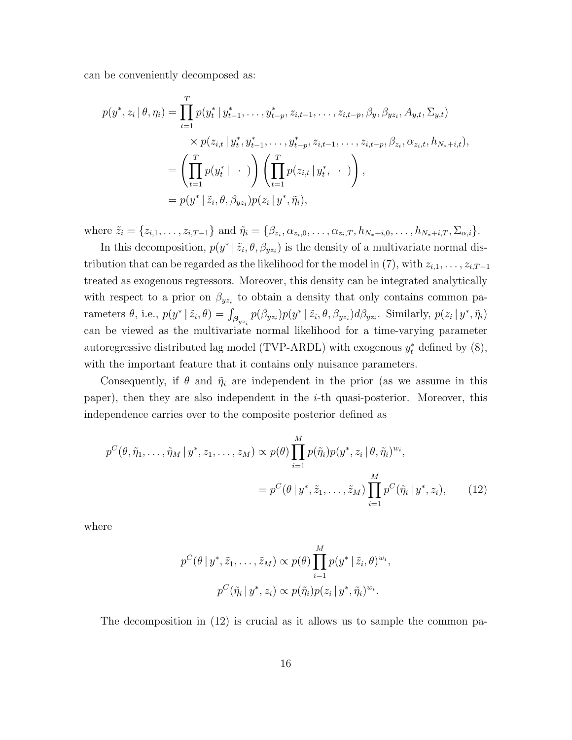can be conveniently decomposed as:

$$
\begin{aligned}
p(y^*, z_i \,|\, \theta, \eta_i) &= \prod_{t=1}^{T} p(y_t^* \,|\, y_{t-1}^*, \dots, y_{t-p}^*, z_{i,t-1}, \dots, z_{i,t-p}, \beta_y, \beta_{yz_i}, A_{y,t}, \Sigma_{y,t}) \\
&\quad \times p(z_{i,t} \,|\, y_t^*, y_{t-1}^*, \dots, y_{t-p}^*, z_{i,t-1}, \dots, z_{i,t-p}, \beta_{z_i}, \alpha_{z_i,t}, h_{N_*+i,t}), \\
&= \left( \prod_{t=1}^{T} p(y_t^* \,|\, \;\cdot\;) \right) \left( \prod_{t=1}^{T} p(z_{i,t} \,|\, y_t^*, \;\cdot\;) \right), \\
&= p(y^* \,|\, \tilde{z}_i, \theta, \beta_{yz_i}) p(z_i \,|\, y^*, \tilde{\eta}_i),
\end{aligned}
$$

where $\tilde{z}_i = \{z_{i,1}, \dots, z_{i,T-1}\}$ and $\tilde{\eta}_i = \{\beta_{z_i}, \alpha_{z_i,0}, \dots, \alpha_{z_i,T}, h_{N_*+i,0}, \dots, h_{N_*+i,T}, \Sigma_{\alpha,i}\}$.

In this decomposition, $p(y^* \,|\, \tilde{z}_i, \theta, \beta_{yz_i})$ is the density of a multivariate normal distribution that can be regarded as the likelihood for the model in (7), with $z_{i,1}, \dots, z_{i,T-1}$ treated as exogenous regressors. Moreover, this density can be integrated analytically with respect to a prior on $\beta_{yz_i}$ to obtain a density that only contains common parameters $\theta$, i.e., $p(y^* \,|\, \tilde{z}_i, \theta) = \int_{\boldsymbol{\beta}_{yz_i}} p(\beta_{yz_i}) p(y^* \,|\, \tilde{z}_i, \theta, \beta_{yz_i}) d\beta_{yz_i}$. Similarly, $p(z_i \,|\, y^*, \tilde{\eta}_i)$ can be viewed as the multivariate normal likelihood for a time-varying parameter autoregressive distributed lag model (TVP-ARDL) with exogenous $y_t^*$ defined by (8), with the important feature that it contains only nuisance parameters.

Consequently, if $\theta$ and $\tilde{\eta}_i$ are independent in the prior (as we assume in this paper), then they are also independent in the $i$-th quasi-posterior. Moreover, this independence carries over to the composite posterior defined as

$$
\begin{aligned}
p^C(\theta, \tilde{\eta}_1, \dots, \tilde{\eta}_M \,|\, y^*, z_1, \dots, z_M) &\propto p(\theta) \prod_{i=1}^{M} p(\tilde{\eta}_i) p(y^*, z_i \,|\, \theta, \tilde{\eta}_i)^{w_i}, \\
&= p^C(\theta \,|\, y^*, \tilde{z}_1, \dots, \tilde{z}_M) \prod_{i=1}^{M} p^C(\tilde{\eta}_i \,|\, y^*, z_i), \qquad (12)
\end{aligned}
$$

where

$$
\begin{aligned}
p^C(\theta \,|\, y^*, \tilde{z}_1, \dots, \tilde{z}_M) &\propto p(\theta) \prod_{i=1}^{M} p(y^* \,|\, \tilde{z}_i, \theta)^{w_i}, \\
p^C(\tilde{\eta}_i \,|\, y^*, z_i) &\propto p(\tilde{\eta}_i) p(z_i \,|\, y^*, \tilde{\eta}_i)^{w_i}.
\end{aligned}
$$

The decomposition in (12) is crucial as it allows us to sample the common pa-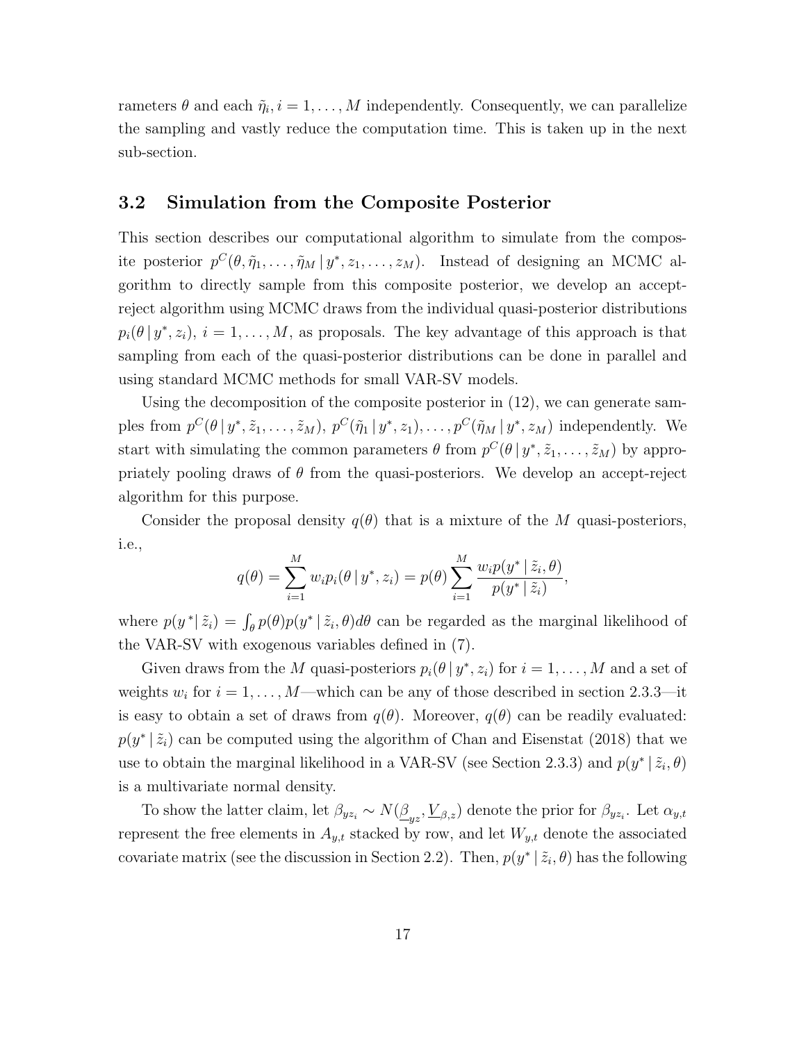rameters $\theta$ and each $\tilde{\eta}_i, i = 1, \ldots, M$ independently. Consequently, we can parallelize the sampling and vastly reduce the computation time. This is taken up in the next sub-section.

### 3.2 Simulation from the Composite Posterior

This section describes our computational algorithm to simulate from the composite posterior $p^C(\theta, \tilde{\eta}_1, \ldots, \tilde{\eta}_M \,|\, y^*, z_1, \ldots, z_M)$. Instead of designing an MCMC algorithm to directly sample from this composite posterior, we develop an accept-reject algorithm using MCMC draws from the individual quasi-posterior distributions $p_i(\theta \,|\, y^*, z_i)$, $i = 1, \ldots, M$, as proposals. The key advantage of this approach is that sampling from each of the quasi-posterior distributions can be done in parallel and using standard MCMC methods for small VAR-SV models.

Using the decomposition of the composite posterior in (12), we can generate samples from $p^C(\theta \,|\, y^*, \tilde{z}_1, \ldots, \tilde{z}_M)$, $p^C(\tilde{\eta}_1 \,|\, y^*, z_1), \ldots, p^C(\tilde{\eta}_M \,|\, y^*, z_M)$ independently. We start with simulating the common parameters $\theta$ from $p^C(\theta \,|\, y^*, \tilde{z}_1, \ldots, \tilde{z}_M)$ by appropriately pooling draws of $\theta$ from the quasi-posteriors. We develop an accept-reject algorithm for this purpose.

Consider the proposal density $q(\theta)$ that is a mixture of the $M$ quasi-posteriors, i.e.,

$$q(\theta) = \sum_{i=1}^{M} w_i p_i(\theta \,|\, y^*, z_i) = p(\theta) \sum_{i=1}^{M} \frac{w_i p(y^* \,|\, \tilde{z}_i, \theta)}{p(y^* \,|\, \tilde{z}_i)},$$

where $p(y^* \,|\, \tilde{z}_i) = \int_\theta p(\theta) p(y^* \,|\, \tilde{z}_i, \theta) d\theta$ can be regarded as the marginal likelihood of the VAR-SV with exogenous variables defined in (7).

Given draws from the $M$ quasi-posteriors $p_i(\theta \,|\, y^*, z_i)$ for $i = 1, \ldots, M$ and a set of weights $w_i$ for $i = 1, \ldots, M$—which can be any of those described in section 2.3.3—it is easy to obtain a set of draws from $q(\theta)$. Moreover, $q(\theta)$ can be readily evaluated: $p(y^* \,|\, \tilde{z}_i)$ can be computed using the algorithm of Chan and Eisenstat (2018) that we use to obtain the marginal likelihood in a VAR-SV (see Section 2.3.3) and $p(y^* \,|\, \tilde{z}_i, \theta)$ is a multivariate normal density.

To show the latter claim, let $\beta_{yz_i} \sim N(\underline{\beta}_{yz}, \underline{V}_{\beta,z})$ denote the prior for $\beta_{yz_i}$. Let $\alpha_{y,t}$ represent the free elements in $A_{y,t}$ stacked by row, and let $W_{y,t}$ denote the associated covariate matrix (see the discussion in Section 2.2). Then, $p(y^* \,|\, \tilde{z}_i, \theta)$ has the following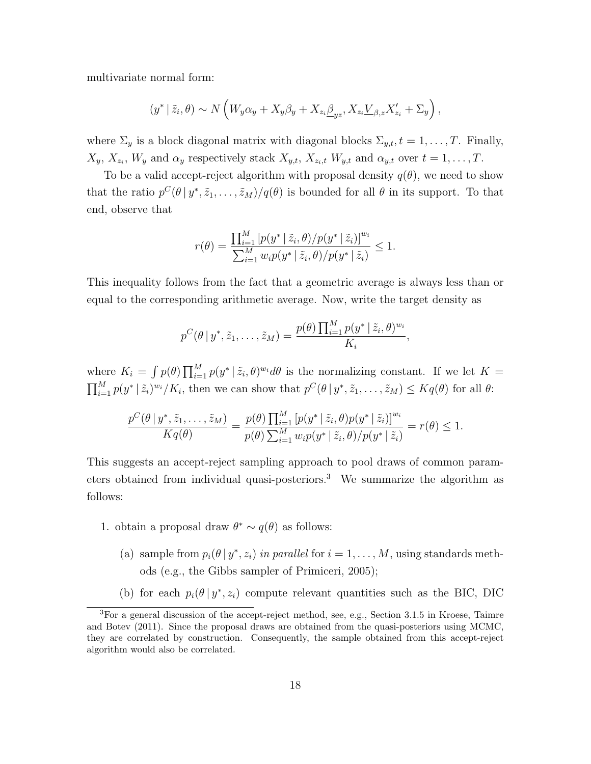multivariate normal form:

$$(y^* \mid \tilde{z}_i, \theta) \sim N\left(W_y\alpha_y + X_y\beta_y + X_{z_i}\underline{\beta}_{yz}, X_{z_i}\underline{V}_{\beta,z}X_{z_i}' + \Sigma_y\right),$$

where $\Sigma_y$ is a block diagonal matrix with diagonal blocks $\Sigma_{y,t}, t = 1, \ldots, T$. Finally, $X_y$, $X_{z_i}$, $W_y$ and $\alpha_y$ respectively stack $X_{y,t}$, $X_{z_i,t}$ $W_{y,t}$ and $\alpha_{y,t}$ over $t = 1, \ldots, T$.

To be a valid accept-reject algorithm with proposal density $q(\theta)$, we need to show that the ratio $p^C(\theta \mid y^*, \tilde{z}_1, \ldots, \tilde{z}_M)/q(\theta)$ is bounded for all $\theta$ in its support. To that end, observe that

$$r(\theta) = \frac{\prod_{i=1}^M [p(y^* \mid \tilde{z}_i, \theta)/p(y^* \mid \tilde{z}_i)]^{w_i}}{\sum_{i=1}^M w_i p(y^* \mid \tilde{z}_i, \theta)/p(y^* \mid \tilde{z}_i)} \leq 1.$$

This inequality follows from the fact that a geometric average is always less than or equal to the corresponding arithmetic average. Now, write the target density as

$$p^C(\theta \mid y^*, \tilde{z}_1, \ldots, \tilde{z}_M) = \frac{p(\theta)\prod_{i=1}^M p(y^* \mid \tilde{z}_i, \theta)^{w_i}}{K_i},$$

where $K_i = \int p(\theta)\prod_{i=1}^M p(y^* \mid \tilde{z}_i, \theta)^{w_i} d\theta$ is the normalizing constant. If we let $K = \prod_{i=1}^M p(y^* \mid \tilde{z}_i)^{w_i}/K_i$, then we can show that $p^C(\theta \mid y^*, \tilde{z}_1, \ldots, \tilde{z}_M) \leq Kq(\theta)$ for all $\theta$:

$$\frac{p^C(\theta \mid y^*, \tilde{z}_1, \ldots, \tilde{z}_M)}{Kq(\theta)} = \frac{p(\theta)\prod_{i=1}^M [p(y^* \mid \tilde{z}_i, \theta)p(y^* \mid \tilde{z}_i)]^{w_i}}{p(\theta)\sum_{i=1}^M w_i p(y^* \mid \tilde{z}_i, \theta)/p(y^* \mid \tilde{z}_i)} = r(\theta) \leq 1.$$

This suggests an accept-reject sampling approach to pool draws of common parameters obtained from individual quasi-posteriors.[3] We summarize the algorithm as follows:

1. obtain a proposal draw $\theta^* \sim q(\theta)$ as follows:
   (a) sample from $p_i(\theta \mid y^*, z_i)$ *in parallel* for $i = 1, \ldots, M$, using standards methods (e.g., the Gibbs sampler of Primiceri, 2005);
   (b) for each $p_i(\theta \mid y^*, z_i)$ compute relevant quantities such as the BIC, DIC

[3]For a general discussion of the accept-reject method, see, e.g., Section 3.1.5 in Kroese, Taimre and Botev (2011). Since the proposal draws are obtained from the quasi-posteriors using MCMC, they are correlated by construction. Consequently, the sample obtained from this accept-reject algorithm would also be correlated.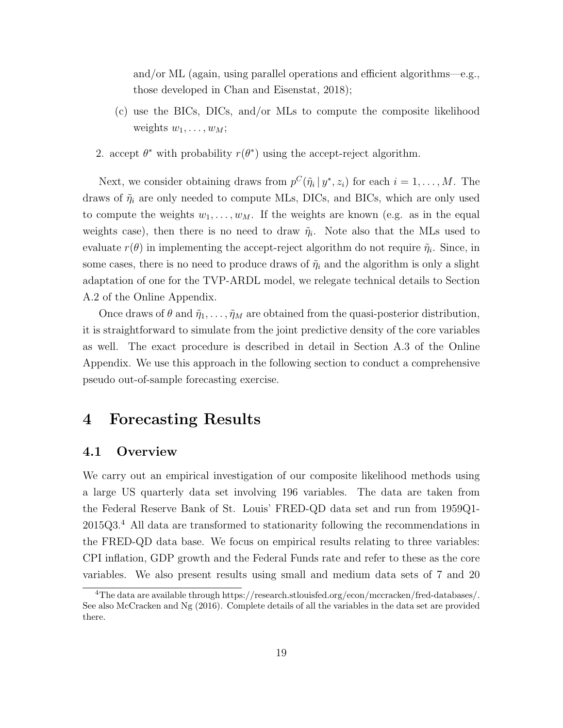and/or ML (again, using parallel operations and efficient algorithms—e.g., those developed in Chan and Eisenstat, 2018);

(c) use the BICs, DICs, and/or MLs to compute the composite likelihood weights $w_1, \ldots, w_M$;

2. accept $\theta^*$ with probability $r(\theta^*)$ using the accept-reject algorithm.

Next, we consider obtaining draws from $p^C(\tilde{\eta}_i \,|\, y^*, z_i)$ for each $i = 1, \ldots, M$. The draws of $\tilde{\eta}_i$ are only needed to compute MLs, DICs, and BICs, which are only used to compute the weights $w_1, \ldots, w_M$. If the weights are known (e.g. as in the equal weights case), then there is no need to draw $\tilde{\eta}_i$. Note also that the MLs used to evaluate $r(\theta)$ in implementing the accept-reject algorithm do not require $\tilde{\eta}_i$. Since, in some cases, there is no need to produce draws of $\tilde{\eta}_i$ and the algorithm is only a slight adaptation of one for the TVP-ARDL model, we relegate technical details to Section A.2 of the Online Appendix.

Once draws of $\theta$ and $\tilde{\eta}_1, \ldots, \tilde{\eta}_M$ are obtained from the quasi-posterior distribution, it is straightforward to simulate from the joint predictive density of the core variables as well. The exact procedure is described in detail in Section A.3 of the Online Appendix. We use this approach in the following section to conduct a comprehensive pseudo out-of-sample forecasting exercise.

# 4 Forecasting Results

## 4.1 Overview

We carry out an empirical investigation of our composite likelihood methods using a large US quarterly data set involving 196 variables. The data are taken from the Federal Reserve Bank of St. Louis' FRED-QD data set and run from 1959Q1-2015Q3.[4] All data are transformed to stationarity following the recommendations in the FRED-QD data base. We focus on empirical results relating to three variables: CPI inflation, GDP growth and the Federal Funds rate and refer to these as the core variables. We also present results using small and medium data sets of 7 and 20

[4]The data are available through https://research.stlouisfed.org/econ/mccracken/fred-databases/. See also McCracken and Ng (2016). Complete details of all the variables in the data set are provided there.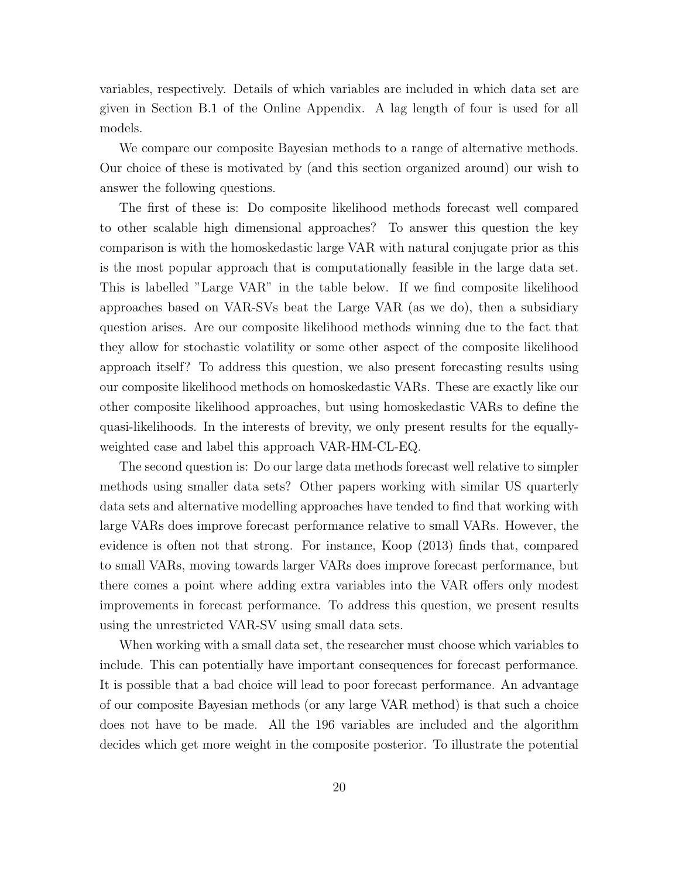variables, respectively. Details of which variables are included in which data set are given in Section B.1 of the Online Appendix. A lag length of four is used for all models.

We compare our composite Bayesian methods to a range of alternative methods. Our choice of these is motivated by (and this section organized around) our wish to answer the following questions.

The first of these is: Do composite likelihood methods forecast well compared to other scalable high dimensional approaches? To answer this question the key comparison is with the homoskedastic large VAR with natural conjugate prior as this is the most popular approach that is computationally feasible in the large data set. This is labelled "Large VAR" in the table below. If we find composite likelihood approaches based on VAR-SVs beat the Large VAR (as we do), then a subsidiary question arises. Are our composite likelihood methods winning due to the fact that they allow for stochastic volatility or some other aspect of the composite likelihood approach itself? To address this question, we also present forecasting results using our composite likelihood methods on homoskedastic VARs. These are exactly like our other composite likelihood approaches, but using homoskedastic VARs to define the quasi-likelihoods. In the interests of brevity, we only present results for the equally-weighted case and label this approach VAR-HM-CL-EQ.

The second question is: Do our large data methods forecast well relative to simpler methods using smaller data sets? Other papers working with similar US quarterly data sets and alternative modelling approaches have tended to find that working with large VARs does improve forecast performance relative to small VARs. However, the evidence is often not that strong. For instance, Koop (2013) finds that, compared to small VARs, moving towards larger VARs does improve forecast performance, but there comes a point where adding extra variables into the VAR offers only modest improvements in forecast performance. To address this question, we present results using the unrestricted VAR-SV using small data sets.

When working with a small data set, the researcher must choose which variables to include. This can potentially have important consequences for forecast performance. It is possible that a bad choice will lead to poor forecast performance. An advantage of our composite Bayesian methods (or any large VAR method) is that such a choice does not have to be made. All the 196 variables are included and the algorithm decides which get more weight in the composite posterior. To illustrate the potential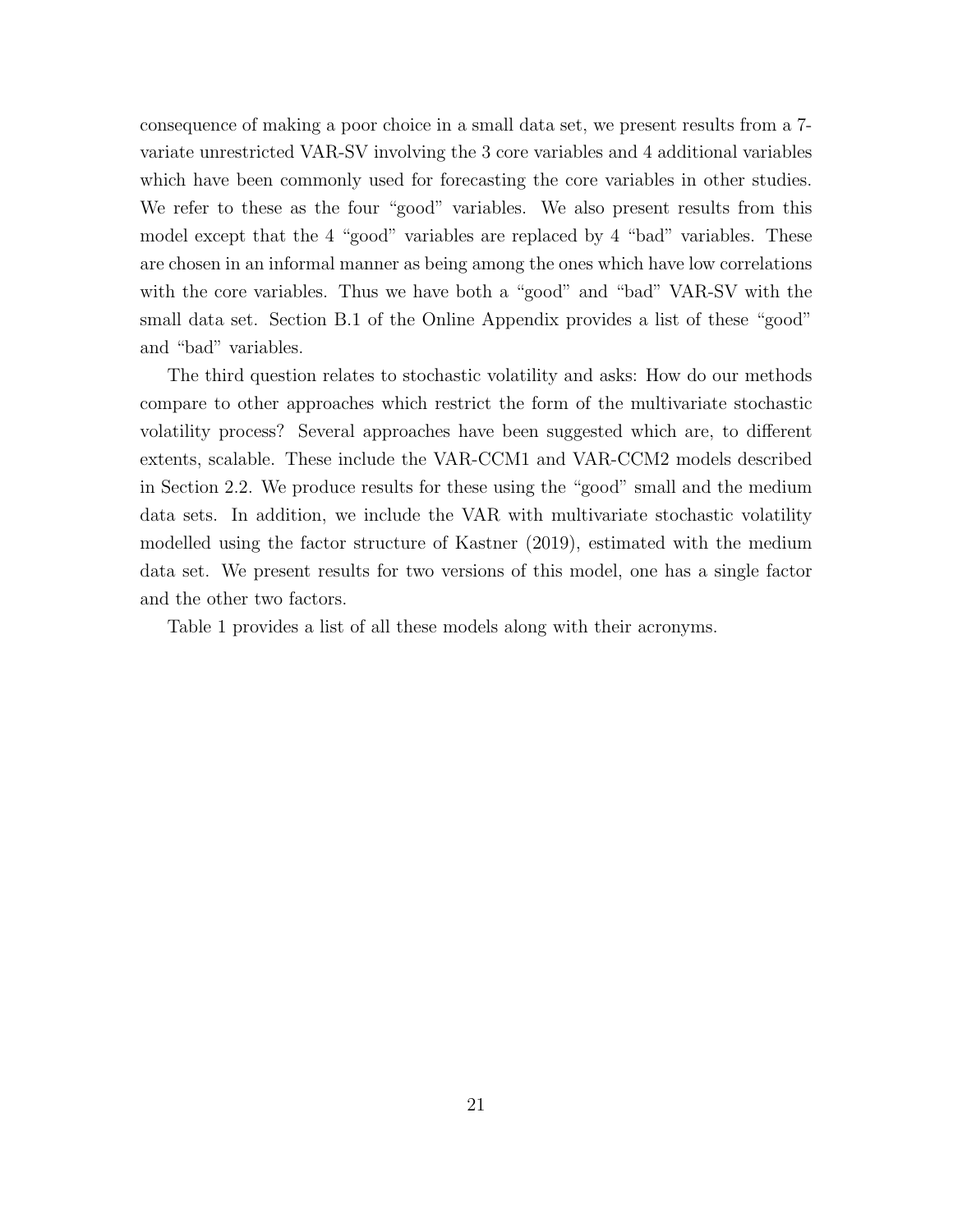consequence of making a poor choice in a small data set, we present results from a 7-variate unrestricted VAR-SV involving the 3 core variables and 4 additional variables which have been commonly used for forecasting the core variables in other studies. We refer to these as the four "good" variables. We also present results from this model except that the 4 "good" variables are replaced by 4 "bad" variables. These are chosen in an informal manner as being among the ones which have low correlations with the core variables. Thus we have both a "good" and "bad" VAR-SV with the small data set. Section B.1 of the Online Appendix provides a list of these "good" and "bad" variables.

The third question relates to stochastic volatility and asks: How do our methods compare to other approaches which restrict the form of the multivariate stochastic volatility process? Several approaches have been suggested which are, to different extents, scalable. These include the VAR-CCM1 and VAR-CCM2 models described in Section 2.2. We produce results for these using the "good" small and the medium data sets. In addition, we include the VAR with multivariate stochastic volatility modelled using the factor structure of Kastner (2019), estimated with the medium data set. We present results for two versions of this model, one has a single factor and the other two factors.

Table 1 provides a list of all these models along with their acronyms.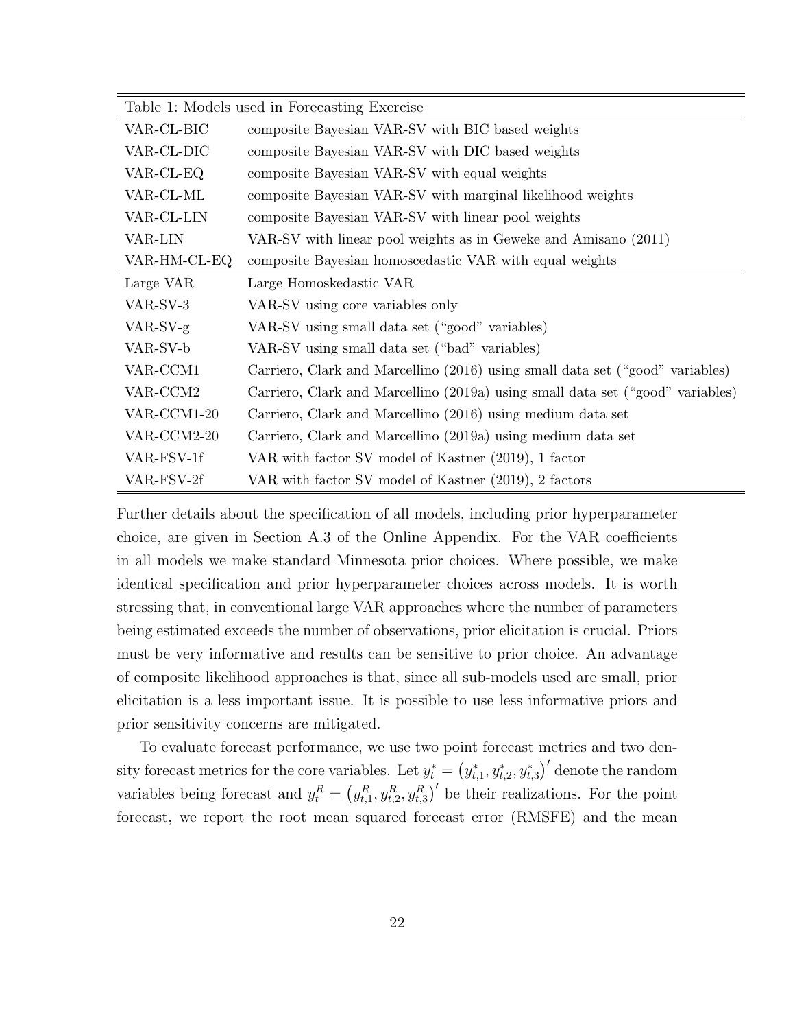| Table 1: Models used in Forecasting Exercise | |
|---|---|
| VAR-CL-BIC | composite Bayesian VAR-SV with BIC based weights |
| VAR-CL-DIC | composite Bayesian VAR-SV with DIC based weights |
| VAR-CL-EQ | composite Bayesian VAR-SV with equal weights |
| VAR-CL-ML | composite Bayesian VAR-SV with marginal likelihood weights |
| VAR-CL-LIN | composite Bayesian VAR-SV with linear pool weights |
| VAR-LIN | VAR-SV with linear pool weights as in Geweke and Amisano (2011) |
| VAR-HM-CL-EQ | composite Bayesian homoscedastic VAR with equal weights |
| Large VAR | Large Homoskedastic VAR |
| VAR-SV-3 | VAR-SV using core variables only |
| VAR-SV-g | VAR-SV using small data set ("good" variables) |
| VAR-SV-b | VAR-SV using small data set ("bad" variables) |
| VAR-CCM1 | Carriero, Clark and Marcellino (2016) using small data set ("good" variables) |
| VAR-CCM2 | Carriero, Clark and Marcellino (2019a) using small data set ("good" variables) |
| VAR-CCM1-20 | Carriero, Clark and Marcellino (2016) using medium data set |
| VAR-CCM2-20 | Carriero, Clark and Marcellino (2019a) using medium data set |
| VAR-FSV-1f | VAR with factor SV model of Kastner (2019), 1 factor |
| VAR-FSV-2f | VAR with factor SV model of Kastner (2019), 2 factors |

Further details about the specification of all models, including prior hyperparameter choice, are given in Section A.3 of the Online Appendix. For the VAR coefficients in all models we make standard Minnesota prior choices. Where possible, we make identical specification and prior hyperparameter choices across models. It is worth stressing that, in conventional large VAR approaches where the number of parameters being estimated exceeds the number of observations, prior elicitation is crucial. Priors must be very informative and results can be sensitive to prior choice. An advantage of composite likelihood approaches is that, since all sub-models used are small, prior elicitation is a less important issue. It is possible to use less informative priors and prior sensitivity concerns are mitigated.

To evaluate forecast performance, we use two point forecast metrics and two density forecast metrics for the core variables. Let $y_t^* = \left(y_{t,1}^*, y_{t,2}^*, y_{t,3}^*\right)'$ denote the random variables being forecast and $y_t^R = \left(y_{t,1}^R, y_{t,2}^R, y_{t,3}^R\right)'$ be their realizations. For the point forecast, we report the root mean squared forecast error (RMSFE) and the mean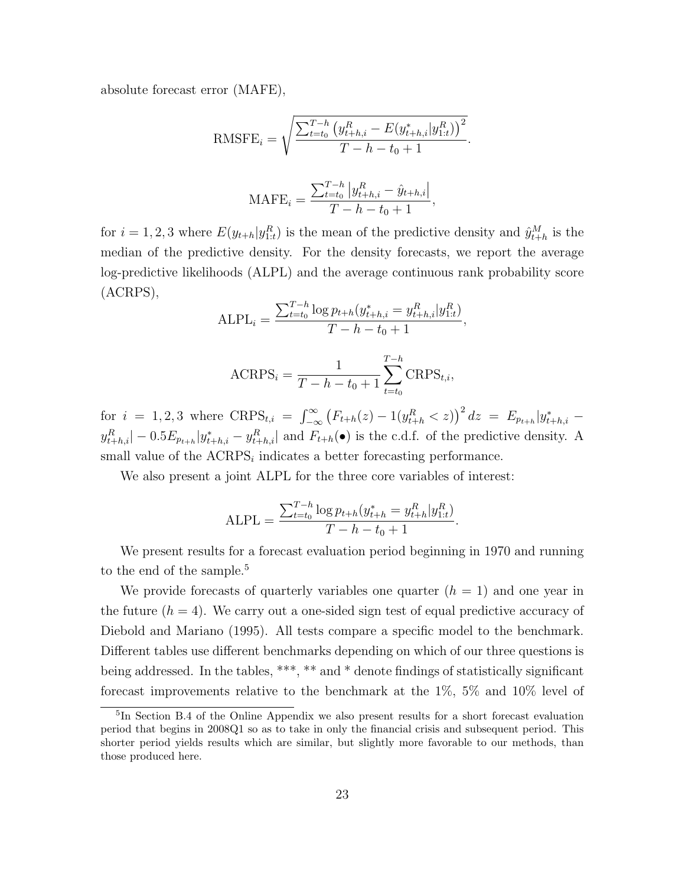absolute forecast error (MAFE),

$$\text{RMSFE}_i = \sqrt{\frac{\sum_{t=t_0}^{T-h} \left(y_{t+h,i}^R - E(y_{t+h,i}^* | y_{1:t}^R)\right)^2}{T-h-t_0+1}}.$$

$$\text{MAFE}_i = \frac{\sum_{t=t_0}^{T-h} \left|y_{t+h,i}^R - \hat{y}_{t+h,i}\right|}{T-h-t_0+1},$$

for $i = 1, 2, 3$ where $E(y_{t+h}|y_{1:t}^R)$ is the mean of the predictive density and $\hat{y}_{t+h}^M$ is the median of the predictive density. For the density forecasts, we report the average log-predictive likelihoods (ALPL) and the average continuous rank probability score (ACRPS),

$$\text{ALPL}_i = \frac{\sum_{t=t_0}^{T-h} \log p_{t+h}(y_{t+h,i}^* = y_{t+h,i}^R | y_{1:t}^R)}{T-h-t_0+1},$$

$$\text{ACRPS}_i = \frac{1}{T-h-t_0+1} \sum_{t=t_0}^{T-h} \text{CRPS}_{t,i},$$

for $i = 1, 2, 3$ where $\text{CRPS}_{t,i} = \int_{-\infty}^{\infty} \left(F_{t+h}(z) - 1(y_{t+h}^R < z)\right)^2 dz = E_{p_{t+h}}|y_{t+h,i}^* - y_{t+h,i}^R| - 0.5 E_{p_{t+h}}|y_{t+h,i}^* - y_{t+h,i}^R|$ and $F_{t+h}(\bullet)$ is the c.d.f. of the predictive density. A small value of the $\text{ACRPS}_i$ indicates a better forecasting performance.

We also present a joint ALPL for the three core variables of interest:

$$\text{ALPL} = \frac{\sum_{t=t_0}^{T-h} \log p_{t+h}(y_{t+h}^* = y_{t+h}^R | y_{1:t}^R)}{T-h-t_0+1}.$$

We present results for a forecast evaluation period beginning in 1970 and running to the end of the sample.[5]

We provide forecasts of quarterly variables one quarter ($h = 1$) and one year in the future ($h = 4$). We carry out a one-sided sign test of equal predictive accuracy of Diebold and Mariano (1995). All tests compare a specific model to the benchmark. Different tables use different benchmarks depending on which of our three questions is being addressed. In the tables, \*\*\*, \*\* and \* denote findings of statistically significant forecast improvements relative to the benchmark at the 1%, 5% and 10% level of

[5] In Section B.4 of the Online Appendix we also present results for a short forecast evaluation period that begins in 2008Q1 so as to take in only the financial crisis and subsequent period. This shorter period yields results which are similar, but slightly more favorable to our methods, than those produced here.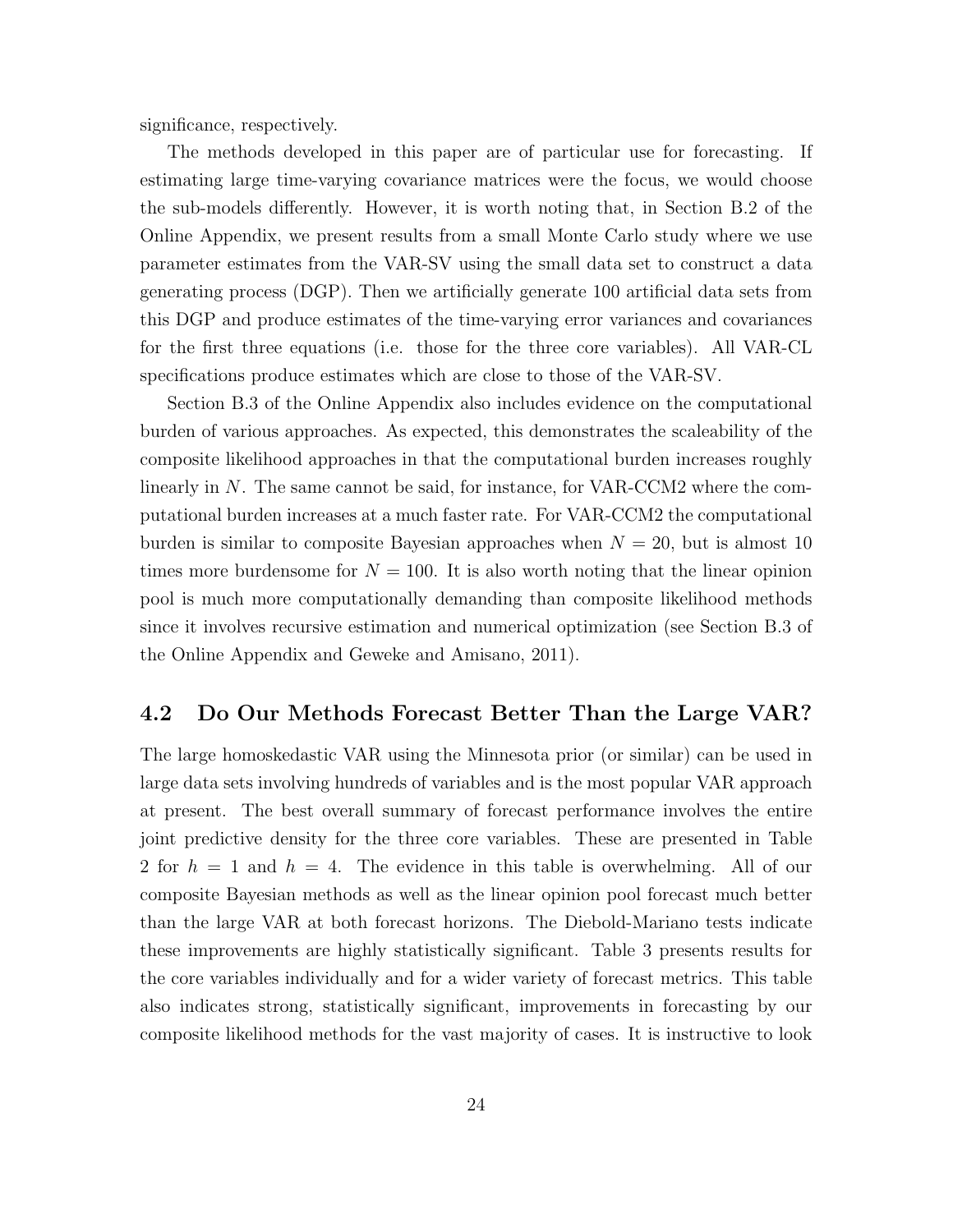significance, respectively.

The methods developed in this paper are of particular use for forecasting. If estimating large time-varying covariance matrices were the focus, we would choose the sub-models differently. However, it is worth noting that, in Section B.2 of the Online Appendix, we present results from a small Monte Carlo study where we use parameter estimates from the VAR-SV using the small data set to construct a data generating process (DGP). Then we artificially generate 100 artificial data sets from this DGP and produce estimates of the time-varying error variances and covariances for the first three equations (i.e. those for the three core variables). All VAR-CL specifications produce estimates which are close to those of the VAR-SV.

Section B.3 of the Online Appendix also includes evidence on the computational burden of various approaches. As expected, this demonstrates the scaleability of the composite likelihood approaches in that the computational burden increases roughly linearly in $N$. The same cannot be said, for instance, for VAR-CCM2 where the computational burden increases at a much faster rate. For VAR-CCM2 the computational burden is similar to composite Bayesian approaches when $N = 20$, but is almost 10 times more burdensome for $N = 100$. It is also worth noting that the linear opinion pool is much more computationally demanding than composite likelihood methods since it involves recursive estimation and numerical optimization (see Section B.3 of the Online Appendix and Geweke and Amisano, 2011).

## 4.2 Do Our Methods Forecast Better Than the Large VAR?

The large homoskedastic VAR using the Minnesota prior (or similar) can be used in large data sets involving hundreds of variables and is the most popular VAR approach at present. The best overall summary of forecast performance involves the entire joint predictive density for the three core variables. These are presented in Table 2 for $h = 1$ and $h = 4$. The evidence in this table is overwhelming. All of our composite Bayesian methods as well as the linear opinion pool forecast much better than the large VAR at both forecast horizons. The Diebold-Mariano tests indicate these improvements are highly statistically significant. Table 3 presents results for the core variables individually and for a wider variety of forecast metrics. This table also indicates strong, statistically significant, improvements in forecasting by our composite likelihood methods for the vast majority of cases. It is instructive to look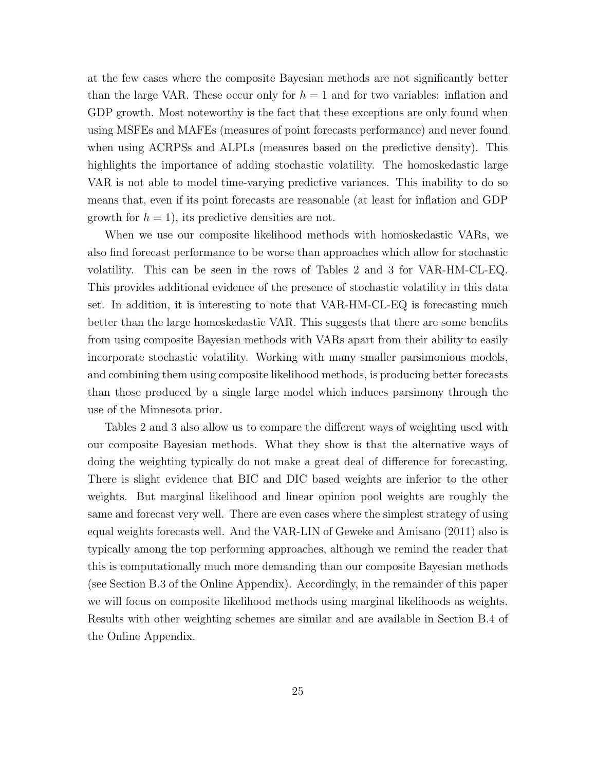at the few cases where the composite Bayesian methods are not significantly better than the large VAR. These occur only for $h = 1$ and for two variables: inflation and GDP growth. Most noteworthy is the fact that these exceptions are only found when using MSFEs and MAFEs (measures of point forecasts performance) and never found when using ACRPSs and ALPLs (measures based on the predictive density). This highlights the importance of adding stochastic volatility. The homoskedastic large VAR is not able to model time-varying predictive variances. This inability to do so means that, even if its point forecasts are reasonable (at least for inflation and GDP growth for $h = 1$), its predictive densities are not.

When we use our composite likelihood methods with homoskedastic VARs, we also find forecast performance to be worse than approaches which allow for stochastic volatility. This can be seen in the rows of Tables 2 and 3 for VAR-HM-CL-EQ. This provides additional evidence of the presence of stochastic volatility in this data set. In addition, it is interesting to note that VAR-HM-CL-EQ is forecasting much better than the large homoskedastic VAR. This suggests that there are some benefits from using composite Bayesian methods with VARs apart from their ability to easily incorporate stochastic volatility. Working with many smaller parsimonious models, and combining them using composite likelihood methods, is producing better forecasts than those produced by a single large model which induces parsimony through the use of the Minnesota prior.

Tables 2 and 3 also allow us to compare the different ways of weighting used with our composite Bayesian methods. What they show is that the alternative ways of doing the weighting typically do not make a great deal of difference for forecasting. There is slight evidence that BIC and DIC based weights are inferior to the other weights. But marginal likelihood and linear opinion pool weights are roughly the same and forecast very well. There are even cases where the simplest strategy of using equal weights forecasts well. And the VAR-LIN of Geweke and Amisano (2011) also is typically among the top performing approaches, although we remind the reader that this is computationally much more demanding than our composite Bayesian methods (see Section B.3 of the Online Appendix). Accordingly, in the remainder of this paper we will focus on composite likelihood methods using marginal likelihoods as weights. Results with other weighting schemes are similar and are available in Section B.4 of the Online Appendix.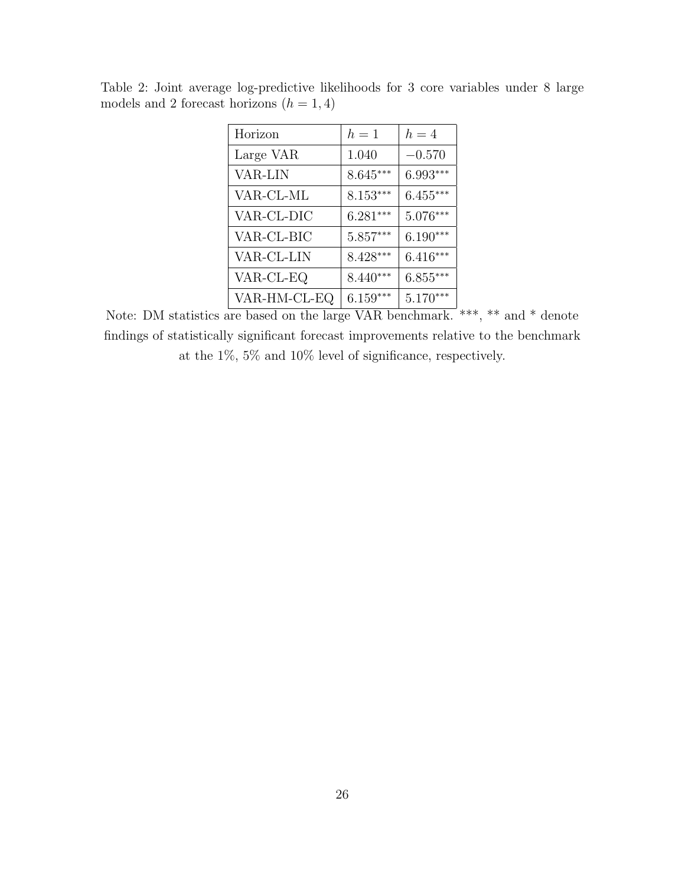Table 2: Joint average log-predictive likelihoods for 3 core variables under 8 large models and 2 forecast horizons ($h = 1, 4$)

| Horizon | $h = 1$ | $h = 4$ |
|---|---|---|
| Large VAR | 1.040 | $-0.570$ |
| VAR-LIN | $8.645^{***}$ | $6.993^{***}$ |
| VAR-CL-ML | $8.153^{***}$ | $6.455^{***}$ |
| VAR-CL-DIC | $6.281^{***}$ | $5.076^{***}$ |
| VAR-CL-BIC | $5.857^{***}$ | $6.190^{***}$ |
| VAR-CL-LIN | $8.428^{***}$ | $6.416^{***}$ |
| VAR-CL-EQ | $8.440^{***}$ | $6.855^{***}$ |
| VAR-HM-CL-EQ | $6.159^{***}$ | $5.170^{***}$ |

Note: DM statistics are based on the large VAR benchmark. ***, ** and * denote findings of statistically significant forecast improvements relative to the benchmark at the 1%, 5% and 10% level of significance, respectively.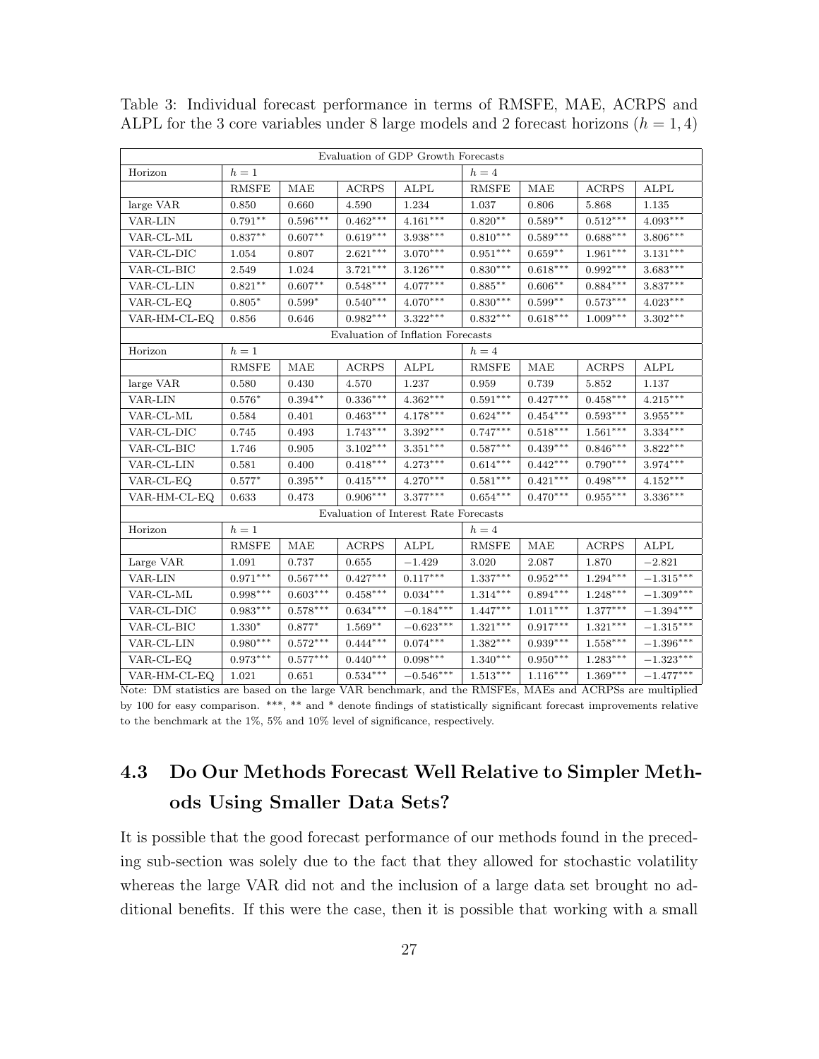Table 3: Individual forecast performance in terms of RMSFE, MAE, ACRPS and ALPL for the 3 core variables under 8 large models and 2 forecast horizons ($h = 1, 4$)

| Evaluation of GDP Growth Forecasts | | | | | | | | |
|---|---|---|---|---|---|---|---|---|
| Horizon | $h = 1$ | | | | $h = 4$ | | | |
| | RMSFE | MAE | ACRPS | ALPL | RMSFE | MAE | ACRPS | ALPL |
| large VAR | 0.850 | 0.660 | 4.590 | 1.234 | 1.037 | 0.806 | 5.868 | 1.135 |
| VAR-LIN | $0.791^{**}$ | $0.596^{***}$ | $0.462^{***}$ | $4.161^{***}$ | $0.820^{**}$ | $0.589^{**}$ | $0.512^{***}$ | $4.093^{***}$ |
| VAR-CL-ML | $0.837^{**}$ | $0.607^{**}$ | $0.619^{***}$ | $3.938^{***}$ | $0.810^{***}$ | $0.589^{***}$ | $0.688^{***}$ | $3.806^{***}$ |
| VAR-CL-DIC | 1.054 | 0.807 | $2.621^{***}$ | $3.070^{***}$ | $0.951^{***}$ | $0.659^{**}$ | $1.961^{***}$ | $3.131^{***}$ |
| VAR-CL-BIC | 2.549 | 1.024 | $3.721^{***}$ | $3.126^{***}$ | $0.830^{***}$ | $0.618^{***}$ | $0.992^{***}$ | $3.683^{***}$ |
| VAR-CL-LIN | $0.821^{**}$ | $0.607^{**}$ | $0.548^{***}$ | $4.077^{***}$ | $0.885^{**}$ | $0.606^{**}$ | $0.884^{***}$ | $3.837^{***}$ |
| VAR-CL-EQ | $0.805^{*}$ | $0.599^{*}$ | $0.540^{***}$ | $4.070^{***}$ | $0.830^{***}$ | $0.599^{**}$ | $0.573^{***}$ | $4.023^{***}$ |
| VAR-HM-CL-EQ | 0.856 | 0.646 | $0.982^{***}$ | $3.322^{***}$ | $0.832^{***}$ | $0.618^{***}$ | $1.009^{***}$ | $3.302^{***}$ |
| **Evaluation of Inflation Forecasts** | | | | | | | | |
| Horizon | $h = 1$ | | | | $h = 4$ | | | |
| | RMSFE | MAE | ACRPS | ALPL | RMSFE | MAE | ACRPS | ALPL |
| large VAR | 0.580 | 0.430 | 4.570 | 1.237 | 0.959 | 0.739 | 5.852 | 1.137 |
| VAR-LIN | $0.576^{*}$ | $0.394^{**}$ | $0.336^{***}$ | $4.362^{***}$ | $0.591^{***}$ | $0.427^{***}$ | $0.458^{***}$ | $4.215^{***}$ |
| VAR-CL-ML | 0.584 | 0.401 | $0.463^{***}$ | $4.178^{***}$ | $0.624^{***}$ | $0.454^{***}$ | $0.593^{***}$ | $3.955^{***}$ |
| VAR-CL-DIC | 0.745 | 0.493 | $1.743^{***}$ | $3.392^{***}$ | $0.747^{***}$ | $0.518^{***}$ | $1.561^{***}$ | $3.334^{***}$ |
| VAR-CL-BIC | 1.746 | 0.905 | $3.102^{***}$ | $3.351^{***}$ | $0.587^{***}$ | $0.439^{***}$ | $0.846^{***}$ | $3.822^{***}$ |
| VAR-CL-LIN | 0.581 | 0.400 | $0.418^{***}$ | $4.273^{***}$ | $0.614^{***}$ | $0.442^{***}$ | $0.790^{***}$ | $3.974^{***}$ |
| VAR-CL-EQ | $0.577^{*}$ | $0.395^{**}$ | $0.415^{***}$ | $4.270^{***}$ | $0.581^{***}$ | $0.421^{***}$ | $0.498^{***}$ | $4.152^{***}$ |
| VAR-HM-CL-EQ | 0.633 | 0.473 | $0.906^{***}$ | $3.377^{***}$ | $0.654^{***}$ | $0.470^{***}$ | $0.955^{***}$ | $3.336^{***}$ |
| **Evaluation of Interest Rate Forecasts** | | | | | | | | |
| Horizon | $h = 1$ | | | | $h = 4$ | | | |
| | RMSFE | MAE | ACRPS | ALPL | RMSFE | MAE | ACRPS | ALPL |
| Large VAR | 1.091 | 0.737 | 0.655 | $-1.429$ | 3.020 | 2.087 | 1.870 | $-2.821$ |
| VAR-LIN | $0.971^{***}$ | $0.567^{***}$ | $0.427^{***}$ | $0.117^{***}$ | $1.337^{***}$ | $0.952^{***}$ | $1.294^{***}$ | $-1.315^{***}$ |
| VAR-CL-ML | $0.998^{***}$ | $0.603^{***}$ | $0.458^{***}$ | $0.034^{***}$ | $1.314^{***}$ | $0.894^{***}$ | $1.248^{***}$ | $-1.309^{***}$ |
| VAR-CL-DIC | $0.983^{***}$ | $0.578^{***}$ | $0.634^{***}$ | $-0.184^{***}$ | $1.447^{***}$ | $1.011^{***}$ | $1.377^{***}$ | $-1.394^{***}$ |
| VAR-CL-BIC | $1.330^{*}$ | $0.877^{*}$ | $1.569^{**}$ | $-0.623^{***}$ | $1.321^{***}$ | $0.917^{***}$ | $1.321^{***}$ | $-1.315^{***}$ |
| VAR-CL-LIN | $0.980^{***}$ | $0.572^{***}$ | $0.444^{***}$ | $0.074^{***}$ | $1.382^{***}$ | $0.939^{***}$ | $1.558^{***}$ | $-1.396^{***}$ |
| VAR-CL-EQ | $0.973^{***}$ | $0.577^{***}$ | $0.440^{***}$ | $0.098^{***}$ | $1.340^{***}$ | $0.950^{***}$ | $1.283^{***}$ | $-1.323^{***}$ |
| VAR-HM-CL-EQ | 1.021 | 0.651 | $0.534^{***}$ | $-0.546^{***}$ | $1.513^{***}$ | $1.116^{***}$ | $1.369^{***}$ | $-1.477^{***}$ |

Note: DM statistics are based on the large VAR benchmark, and the RMSFEs, MAEs and ACRPSs are multiplied by 100 for easy comparison. ***, ** and * denote findings of statistically significant forecast improvements relative to the benchmark at the 1%, 5% and 10% level of significance, respectively.

## 4.3 Do Our Methods Forecast Well Relative to Simpler Methods Using Smaller Data Sets?

It is possible that the good forecast performance of our methods found in the preceding sub-section was solely due to the fact that they allowed for stochastic volatility whereas the large VAR did not and the inclusion of a large data set brought no additional benefits. If this were the case, then it is possible that working with a small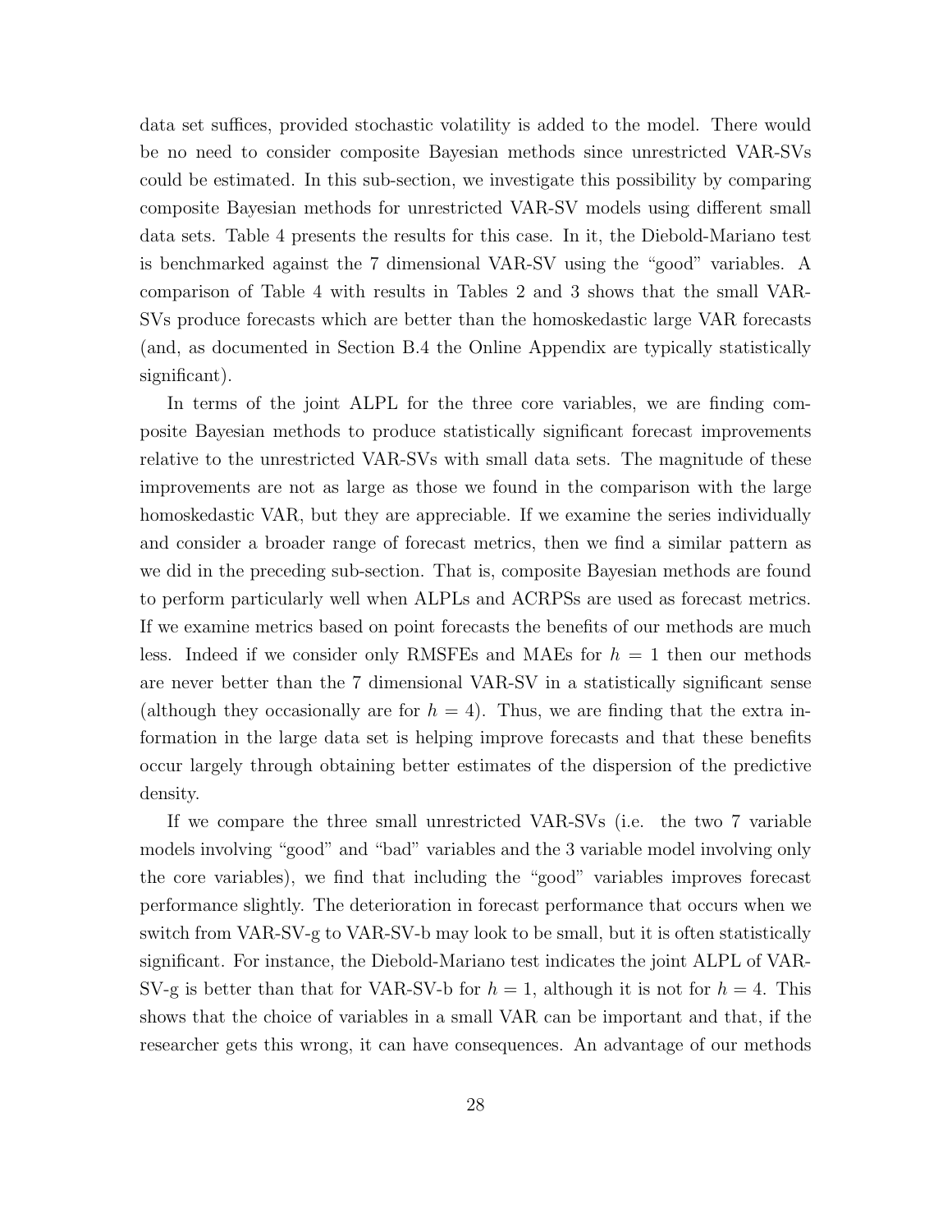data set suffices, provided stochastic volatility is added to the model. There would be no need to consider composite Bayesian methods since unrestricted VAR-SVs could be estimated. In this sub-section, we investigate this possibility by comparing composite Bayesian methods for unrestricted VAR-SV models using different small data sets. Table 4 presents the results for this case. In it, the Diebold-Mariano test is benchmarked against the 7 dimensional VAR-SV using the "good" variables. A comparison of Table 4 with results in Tables 2 and 3 shows that the small VAR-SVs produce forecasts which are better than the homoskedastic large VAR forecasts (and, as documented in Section B.4 the Online Appendix are typically statistically significant).

In terms of the joint ALPL for the three core variables, we are finding composite Bayesian methods to produce statistically significant forecast improvements relative to the unrestricted VAR-SVs with small data sets. The magnitude of these improvements are not as large as those we found in the comparison with the large homoskedastic VAR, but they are appreciable. If we examine the series individually and consider a broader range of forecast metrics, then we find a similar pattern as we did in the preceding sub-section. That is, composite Bayesian methods are found to perform particularly well when ALPLs and ACRPSs are used as forecast metrics. If we examine metrics based on point forecasts the benefits of our methods are much less. Indeed if we consider only RMSFEs and MAEs for $h = 1$ then our methods are never better than the 7 dimensional VAR-SV in a statistically significant sense (although they occasionally are for $h = 4$). Thus, we are finding that the extra information in the large data set is helping improve forecasts and that these benefits occur largely through obtaining better estimates of the dispersion of the predictive density.

If we compare the three small unrestricted VAR-SVs (i.e. the two 7 variable models involving "good" and "bad" variables and the 3 variable model involving only the core variables), we find that including the "good" variables improves forecast performance slightly. The deterioration in forecast performance that occurs when we switch from VAR-SV-g to VAR-SV-b may look to be small, but it is often statistically significant. For instance, the Diebold-Mariano test indicates the joint ALPL of VAR-SV-g is better than that for VAR-SV-b for $h = 1$, although it is not for $h = 4$. This shows that the choice of variables in a small VAR can be important and that, if the researcher gets this wrong, it can have consequences. An advantage of our methods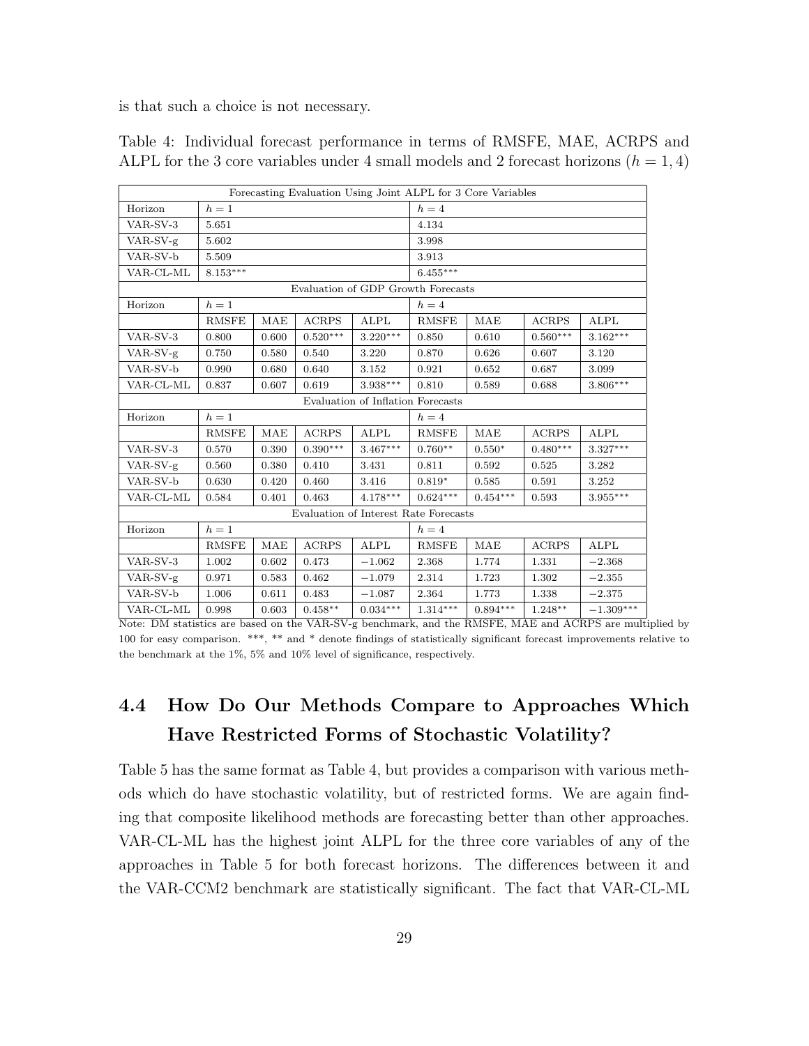is that such a choice is not necessary.

Table 4: Individual forecast performance in terms of RMSFE, MAE, ACRPS and ALPL for the 3 core variables under 4 small models and 2 forecast horizons ($h = 1, 4$)

| Forecasting Evaluation Using Joint ALPL for 3 Core Variables | | | | | | | | |
|---|---|---|---|---|---|---|---|---|
| Horizon | $h = 1$ | | | | $h = 4$ | | | |
| VAR-SV-3 | 5.651 | | | | 4.134 | | | |
| VAR-SV-g | 5.602 | | | | 3.998 | | | |
| VAR-SV-b | 5.509 | | | | 3.913 | | | |
| VAR-CL-ML | 8.153*** | | | | 6.455*** | | | |
| **Evaluation of GDP Growth Forecasts** | | | | | | | | |
| Horizon | $h = 1$ | | | | $h = 4$ | | | |
| | RMSFE | MAE | ACRPS | ALPL | RMSFE | MAE | ACRPS | ALPL |
| VAR-SV-3 | 0.800 | 0.600 | 0.520*** | 3.220*** | 0.850 | 0.610 | 0.560*** | 3.162*** |
| VAR-SV-g | 0.750 | 0.580 | 0.540 | 3.220 | 0.870 | 0.626 | 0.607 | 3.120 |
| VAR-SV-b | 0.990 | 0.680 | 0.640 | 3.152 | 0.921 | 0.652 | 0.687 | 3.099 |
| VAR-CL-ML | 0.837 | 0.607 | 0.619 | 3.938*** | 0.810 | 0.589 | 0.688 | 3.806*** |
| **Evaluation of Inflation Forecasts** | | | | | | | | |
| Horizon | $h = 1$ | | | | $h = 4$ | | | |
| | RMSFE | MAE | ACRPS | ALPL | RMSFE | MAE | ACRPS | ALPL |
| VAR-SV-3 | 0.570 | 0.390 | 0.390*** | 3.467*** | 0.760** | 0.550* | 0.480*** | 3.327*** |
| VAR-SV-g | 0.560 | 0.380 | 0.410 | 3.431 | 0.811 | 0.592 | 0.525 | 3.282 |
| VAR-SV-b | 0.630 | 0.420 | 0.460 | 3.416 | 0.819* | 0.585 | 0.591 | 3.252 |
| VAR-CL-ML | 0.584 | 0.401 | 0.463 | 4.178*** | 0.624*** | 0.454*** | 0.593 | 3.955*** |
| **Evaluation of Interest Rate Forecasts** | | | | | | | | |
| Horizon | $h = 1$ | | | | $h = 4$ | | | |
| | RMSFE | MAE | ACRPS | ALPL | RMSFE | MAE | ACRPS | ALPL |
| VAR-SV-3 | 1.002 | 0.602 | 0.473 | −1.062 | 2.368 | 1.774 | 1.331 | −2.368 |
| VAR-SV-g | 0.971 | 0.583 | 0.462 | −1.079 | 2.314 | 1.723 | 1.302 | −2.355 |
| VAR-SV-b | 1.006 | 0.611 | 0.483 | −1.087 | 2.364 | 1.773 | 1.338 | −2.375 |
| VAR-CL-ML | 0.998 | 0.603 | 0.458** | 0.034*** | 1.314*** | 0.894*** | 1.248** | −1.309*** |

Note: DM statistics are based on the VAR-SV-g benchmark, and the RMSFE, MAE and ACRPS are multiplied by 100 for easy comparison. ***, ** and * denote findings of statistically significant forecast improvements relative to the benchmark at the 1%, 5% and 10% level of significance, respectively.

## 4.4 How Do Our Methods Compare to Approaches Which Have Restricted Forms of Stochastic Volatility?

Table 5 has the same format as Table 4, but provides a comparison with various methods which do have stochastic volatility, but of restricted forms. We are again finding that composite likelihood methods are forecasting better than other approaches. VAR-CL-ML has the highest joint ALPL for the three core variables of any of the approaches in Table 5 for both forecast horizons. The differences between it and the VAR-CCM2 benchmark are statistically significant. The fact that VAR-CL-ML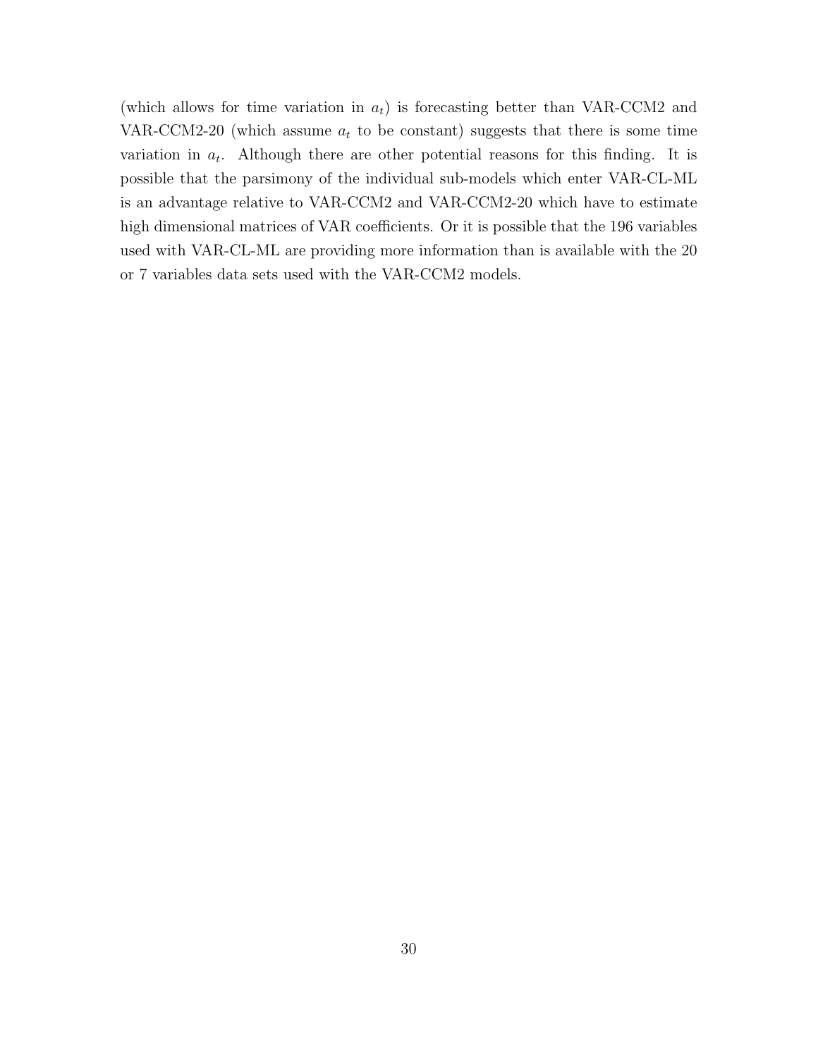(which allows for time variation in $a_t$) is forecasting better than VAR-CCM2 and VAR-CCM2-20 (which assume $a_t$ to be constant) suggests that there is some time variation in $a_t$. Although there are other potential reasons for this finding. It is possible that the parsimony of the individual sub-models which enter VAR-CL-ML is an advantage relative to VAR-CCM2 and VAR-CCM2-20 which have to estimate high dimensional matrices of VAR coefficients. Or it is possible that the 196 variables used with VAR-CL-ML are providing more information than is available with the 20 or 7 variables data sets used with the VAR-CCM2 models.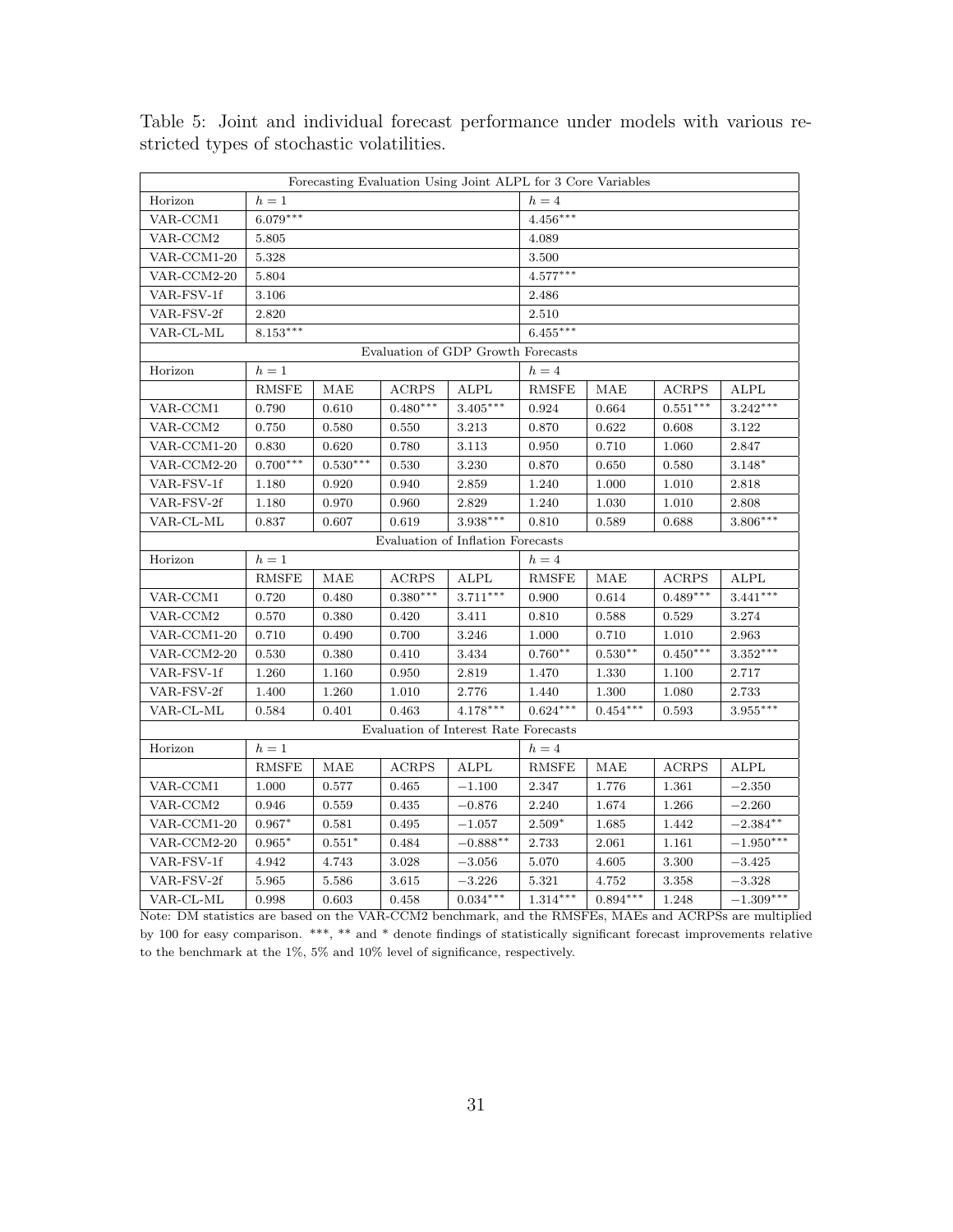Table 5: Joint and individual forecast performance under models with various restricted types of stochastic volatilities.

| Forecasting Evaluation Using Joint ALPL for 3 Core Variables | | | | | | | | |
|---|---|---|---|---|---|---|---|---|
| Horizon | $h = 1$ | | | | $h = 4$ | | | |
| VAR-CCM1 | $6.079^{***}$ | | | | $4.456^{***}$ | | | |
| VAR-CCM2 | 5.805 | | | | 4.089 | | | |
| VAR-CCM1-20 | 5.328 | | | | 3.500 | | | |
| VAR-CCM2-20 | 5.804 | | | | $4.577^{***}$ | | | |
| VAR-FSV-1f | 3.106 | | | | 2.486 | | | |
| VAR-FSV-2f | 2.820 | | | | 2.510 | | | |
| VAR-CL-ML | $8.153^{***}$ | | | | $6.455^{***}$ | | | |
| **Evaluation of GDP Growth Forecasts** | | | | | | | | |
| Horizon | $h = 1$ | | | | $h = 4$ | | | |
| | RMSFE | MAE | ACRPS | ALPL | RMSFE | MAE | ACRPS | ALPL |
| VAR-CCM1 | 0.790 | 0.610 | $0.480^{***}$ | $3.405^{***}$ | 0.924 | 0.664 | $0.551^{***}$ | $3.242^{***}$ |
| VAR-CCM2 | 0.750 | 0.580 | 0.550 | 3.213 | 0.870 | 0.622 | 0.608 | 3.122 |
| VAR-CCM1-20 | 0.830 | 0.620 | 0.780 | 3.113 | 0.950 | 0.710 | 1.060 | 2.847 |
| VAR-CCM2-20 | $0.700^{***}$ | $0.530^{***}$ | 0.530 | 3.230 | 0.870 | 0.650 | 0.580 | $3.148^{*}$ |
| VAR-FSV-1f | 1.180 | 0.920 | 0.940 | 2.859 | 1.240 | 1.000 | 1.010 | 2.818 |
| VAR-FSV-2f | 1.180 | 0.970 | 0.960 | 2.829 | 1.240 | 1.030 | 1.010 | 2.808 |
| VAR-CL-ML | 0.837 | 0.607 | 0.619 | $3.938^{***}$ | 0.810 | 0.589 | 0.688 | $3.806^{***}$ |
| **Evaluation of Inflation Forecasts** | | | | | | | | |
| Horizon | $h = 1$ | | | | $h = 4$ | | | |
| | RMSFE | MAE | ACRPS | ALPL | RMSFE | MAE | ACRPS | ALPL |
| VAR-CCM1 | 0.720 | 0.480 | $0.380^{***}$ | $3.711^{***}$ | 0.900 | 0.614 | $0.489^{***}$ | $3.441^{***}$ |
| VAR-CCM2 | 0.570 | 0.380 | 0.420 | 3.411 | 0.810 | 0.588 | 0.529 | 3.274 |
| VAR-CCM1-20 | 0.710 | 0.490 | 0.700 | 3.246 | 1.000 | 0.710 | 1.010 | 2.963 |
| VAR-CCM2-20 | 0.530 | 0.380 | 0.410 | 3.434 | $0.760^{**}$ | $0.530^{**}$ | $0.450^{***}$ | $3.352^{***}$ |
| VAR-FSV-1f | 1.260 | 1.160 | 0.950 | 2.819 | 1.470 | 1.330 | 1.100 | 2.717 |
| VAR-FSV-2f | 1.400 | 1.260 | 1.010 | 2.776 | 1.440 | 1.300 | 1.080 | 2.733 |
| VAR-CL-ML | 0.584 | 0.401 | 0.463 | $4.178^{***}$ | $0.624^{***}$ | $0.454^{***}$ | 0.593 | $3.955^{***}$ |
| **Evaluation of Interest Rate Forecasts** | | | | | | | | |
| Horizon | $h = 1$ | | | | $h = 4$ | | | |
| | RMSFE | MAE | ACRPS | ALPL | RMSFE | MAE | ACRPS | ALPL |
| VAR-CCM1 | 1.000 | 0.577 | 0.465 | $-1.100$ | 2.347 | 1.776 | 1.361 | $-2.350$ |
| VAR-CCM2 | 0.946 | 0.559 | 0.435 | $-0.876$ | 2.240 | 1.674 | 1.266 | $-2.260$ |
| VAR-CCM1-20 | $0.967^{*}$ | 0.581 | 0.495 | $-1.057$ | $2.509^{*}$ | 1.685 | 1.442 | $-2.384^{**}$ |
| VAR-CCM2-20 | $0.965^{*}$ | $0.551^{*}$ | 0.484 | $-0.888^{**}$ | 2.733 | 2.061 | 1.161 | $-1.950^{***}$ |
| VAR-FSV-1f | 4.942 | 4.743 | 3.028 | $-3.056$ | 5.070 | 4.605 | 3.300 | $-3.425$ |
| VAR-FSV-2f | 5.965 | 5.586 | 3.615 | $-3.226$ | 5.321 | 4.752 | 3.358 | $-3.328$ |
| VAR-CL-ML | 0.998 | 0.603 | 0.458 | $0.034^{***}$ | $1.314^{***}$ | $0.894^{***}$ | 1.248 | $-1.309^{***}$ |

Note: DM statistics are based on the VAR-CCM2 benchmark, and the RMSFEs, MAEs and ACRPSs are multiplied by 100 for easy comparison. ***, ** and * denote findings of statistically significant forecast improvements relative to the benchmark at the 1%, 5% and 10% level of significance, respectively.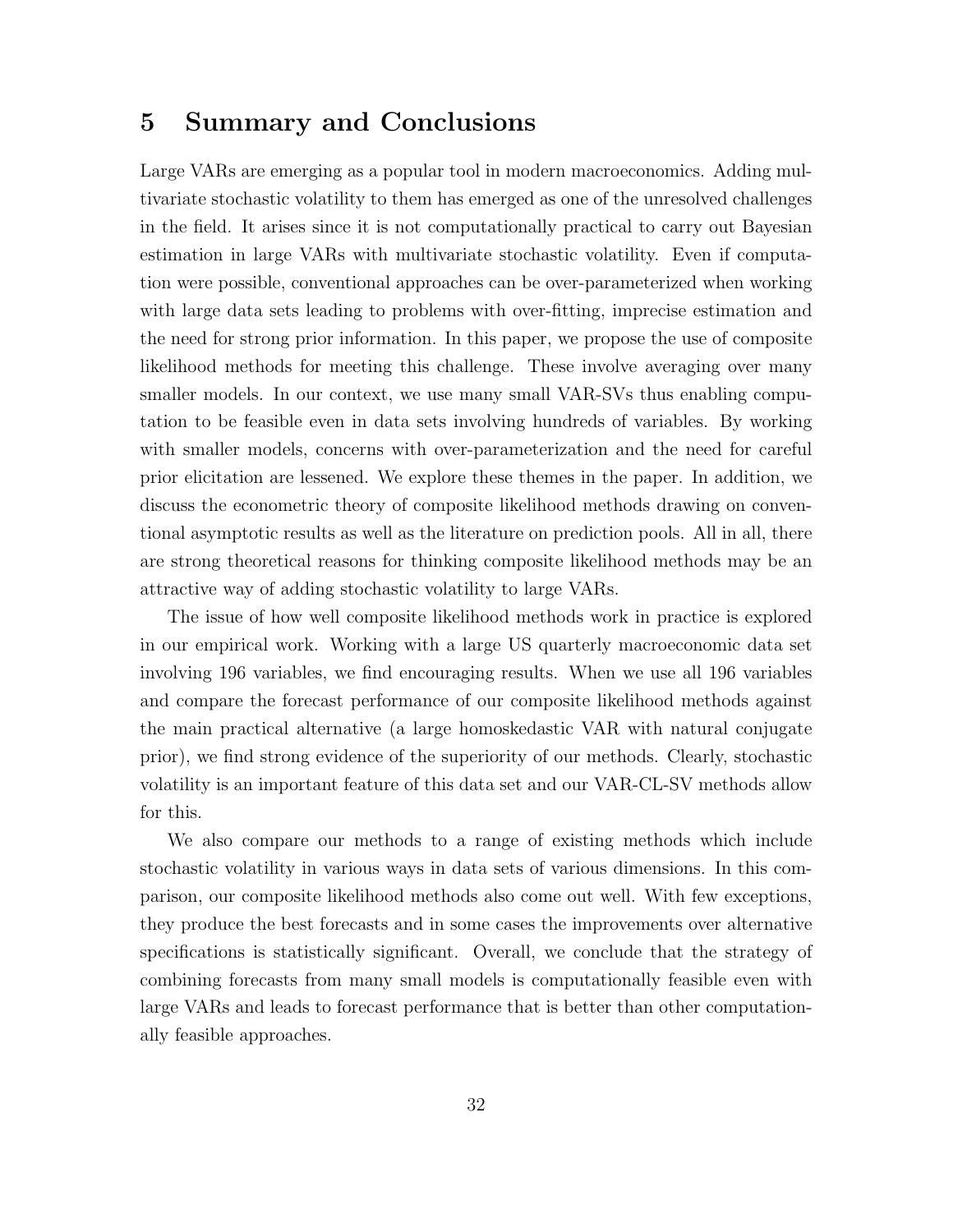# 5 Summary and Conclusions

Large VARs are emerging as a popular tool in modern macroeconomics. Adding multivariate stochastic volatility to them has emerged as one of the unresolved challenges in the field. It arises since it is not computationally practical to carry out Bayesian estimation in large VARs with multivariate stochastic volatility. Even if computation were possible, conventional approaches can be over-parameterized when working with large data sets leading to problems with over-fitting, imprecise estimation and the need for strong prior information. In this paper, we propose the use of composite likelihood methods for meeting this challenge. These involve averaging over many smaller models. In our context, we use many small VAR-SVs thus enabling computation to be feasible even in data sets involving hundreds of variables. By working with smaller models, concerns with over-parameterization and the need for careful prior elicitation are lessened. We explore these themes in the paper. In addition, we discuss the econometric theory of composite likelihood methods drawing on conventional asymptotic results as well as the literature on prediction pools. All in all, there are strong theoretical reasons for thinking composite likelihood methods may be an attractive way of adding stochastic volatility to large VARs.

The issue of how well composite likelihood methods work in practice is explored in our empirical work. Working with a large US quarterly macroeconomic data set involving 196 variables, we find encouraging results. When we use all 196 variables and compare the forecast performance of our composite likelihood methods against the main practical alternative (a large homoskedastic VAR with natural conjugate prior), we find strong evidence of the superiority of our methods. Clearly, stochastic volatility is an important feature of this data set and our VAR-CL-SV methods allow for this.

We also compare our methods to a range of existing methods which include stochastic volatility in various ways in data sets of various dimensions. In this comparison, our composite likelihood methods also come out well. With few exceptions, they produce the best forecasts and in some cases the improvements over alternative specifications is statistically significant. Overall, we conclude that the strategy of combining forecasts from many small models is computationally feasible even with large VARs and leads to forecast performance that is better than other computationally feasible approaches.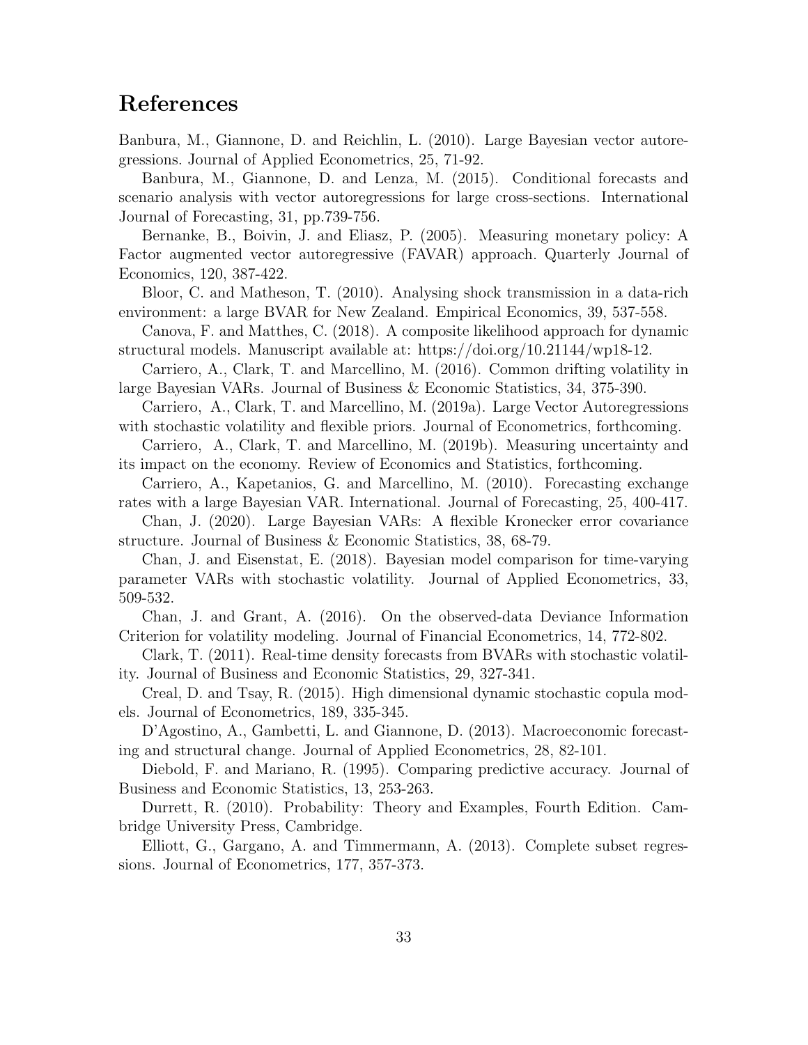## References

Banbura, M., Giannone, D. and Reichlin, L. (2010). Large Bayesian vector autoregressions. Journal of Applied Econometrics, 25, 71-92.

Banbura, M., Giannone, D. and Lenza, M. (2015). Conditional forecasts and scenario analysis with vector autoregressions for large cross-sections. International Journal of Forecasting, 31, pp.739-756.

Bernanke, B., Boivin, J. and Eliasz, P. (2005). Measuring monetary policy: A Factor augmented vector autoregressive (FAVAR) approach. Quarterly Journal of Economics, 120, 387-422.

Bloor, C. and Matheson, T. (2010). Analysing shock transmission in a data-rich environment: a large BVAR for New Zealand. Empirical Economics, 39, 537-558.

Canova, F. and Matthes, C. (2018). A composite likelihood approach for dynamic structural models. Manuscript available at: https://doi.org/10.21144/wp18-12.

Carriero, A., Clark, T. and Marcellino, M. (2016). Common drifting volatility in large Bayesian VARs. Journal of Business & Economic Statistics, 34, 375-390.

Carriero, A., Clark, T. and Marcellino, M. (2019a). Large Vector Autoregressions with stochastic volatility and flexible priors. Journal of Econometrics, forthcoming.

Carriero, A., Clark, T. and Marcellino, M. (2019b). Measuring uncertainty and its impact on the economy. Review of Economics and Statistics, forthcoming.

Carriero, A., Kapetanios, G. and Marcellino, M. (2010). Forecasting exchange rates with a large Bayesian VAR. International. Journal of Forecasting, 25, 400-417.

Chan, J. (2020). Large Bayesian VARs: A flexible Kronecker error covariance structure. Journal of Business & Economic Statistics, 38, 68-79.

Chan, J. and Eisenstat, E. (2018). Bayesian model comparison for time-varying parameter VARs with stochastic volatility. Journal of Applied Econometrics, 33, 509-532.

Chan, J. and Grant, A. (2016). On the observed-data Deviance Information Criterion for volatility modeling. Journal of Financial Econometrics, 14, 772-802.

Clark, T. (2011). Real-time density forecasts from BVARs with stochastic volatility. Journal of Business and Economic Statistics, 29, 327-341.

Creal, D. and Tsay, R. (2015). High dimensional dynamic stochastic copula models. Journal of Econometrics, 189, 335-345.

D'Agostino, A., Gambetti, L. and Giannone, D. (2013). Macroeconomic forecasting and structural change. Journal of Applied Econometrics, 28, 82-101.

Diebold, F. and Mariano, R. (1995). Comparing predictive accuracy. Journal of Business and Economic Statistics, 13, 253-263.

Durrett, R. (2010). Probability: Theory and Examples, Fourth Edition. Cambridge University Press, Cambridge.

Elliott, G., Gargano, A. and Timmermann, A. (2013). Complete subset regressions. Journal of Econometrics, 177, 357-373.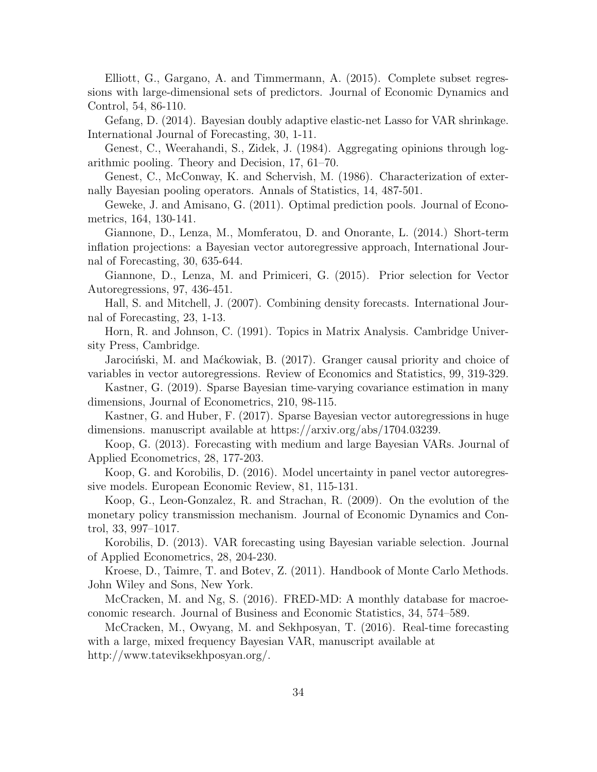Elliott, G., Gargano, A. and Timmermann, A. (2015). Complete subset regressions with large-dimensional sets of predictors. Journal of Economic Dynamics and Control, 54, 86-110.

Gefang, D. (2014). Bayesian doubly adaptive elastic-net Lasso for VAR shrinkage. International Journal of Forecasting, 30, 1-11.

Genest, C., Weerahandi, S., Zidek, J. (1984). Aggregating opinions through logarithmic pooling. Theory and Decision, 17, 61–70.

Genest, C., McConway, K. and Schervish, M. (1986). Characterization of externally Bayesian pooling operators. Annals of Statistics, 14, 487-501.

Geweke, J. and Amisano, G. (2011). Optimal prediction pools. Journal of Econometrics, 164, 130-141.

Giannone, D., Lenza, M., Momferatou, D. and Onorante, L. (2014.) Short-term inflation projections: a Bayesian vector autoregressive approach, International Journal of Forecasting, 30, 635-644.

Giannone, D., Lenza, M. and Primiceri, G. (2015). Prior selection for Vector Autoregressions, 97, 436-451.

Hall, S. and Mitchell, J. (2007). Combining density forecasts. International Journal of Forecasting, 23, 1-13.

Horn, R. and Johnson, C. (1991). Topics in Matrix Analysis. Cambridge University Press, Cambridge.

Jarociński, M. and Maćkowiak, B. (2017). Granger causal priority and choice of variables in vector autoregressions. Review of Economics and Statistics, 99, 319-329.

Kastner, G. (2019). Sparse Bayesian time-varying covariance estimation in many dimensions, Journal of Econometrics, 210, 98-115.

Kastner, G. and Huber, F. (2017). Sparse Bayesian vector autoregressions in huge dimensions. manuscript available at https://arxiv.org/abs/1704.03239.

Koop, G. (2013). Forecasting with medium and large Bayesian VARs. Journal of Applied Econometrics, 28, 177-203.

Koop, G. and Korobilis, D. (2016). Model uncertainty in panel vector autoregressive models. European Economic Review, 81, 115-131.

Koop, G., Leon-Gonzalez, R. and Strachan, R. (2009). On the evolution of the monetary policy transmission mechanism. Journal of Economic Dynamics and Control, 33, 997–1017.

Korobilis, D. (2013). VAR forecasting using Bayesian variable selection. Journal of Applied Econometrics, 28, 204-230.

Kroese, D., Taimre, T. and Botev, Z. (2011). Handbook of Monte Carlo Methods. John Wiley and Sons, New York.

McCracken, M. and Ng, S. (2016). FRED-MD: A monthly database for macroeconomic research. Journal of Business and Economic Statistics, 34, 574–589.

McCracken, M., Owyang, M. and Sekhposyan, T. (2016). Real-time forecasting with a large, mixed frequency Bayesian VAR, manuscript available at http://www.tateviksekhposyan.org/.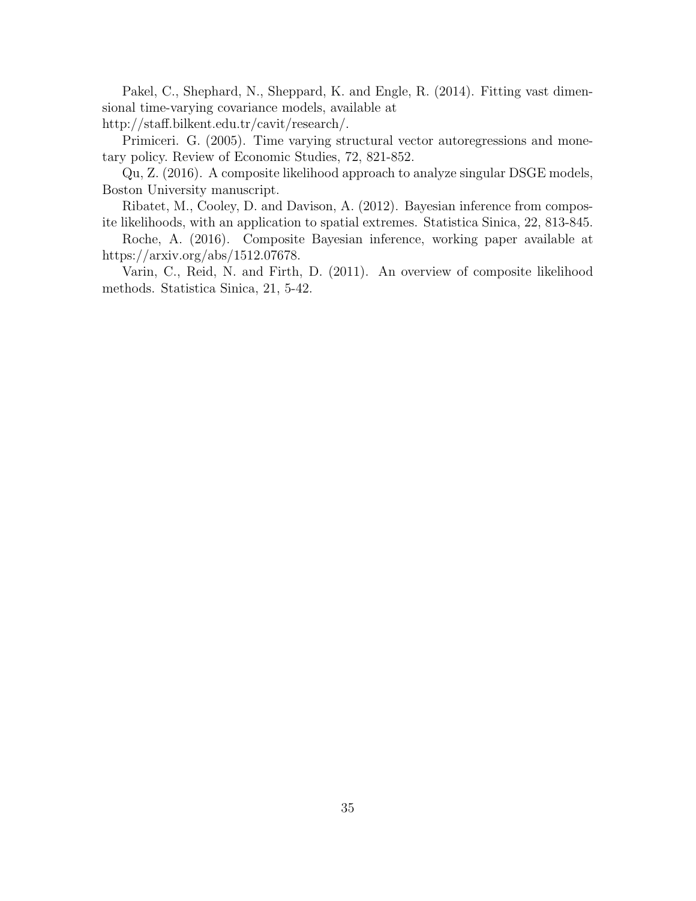Pakel, C., Shephard, N., Sheppard, K. and Engle, R. (2014). Fitting vast dimensional time-varying covariance models, available at http://staff.bilkent.edu.tr/cavit/research/.

Primiceri. G. (2005). Time varying structural vector autoregressions and monetary policy. Review of Economic Studies, 72, 821-852.

Qu, Z. (2016). A composite likelihood approach to analyze singular DSGE models, Boston University manuscript.

Ribatet, M., Cooley, D. and Davison, A. (2012). Bayesian inference from composite likelihoods, with an application to spatial extremes. Statistica Sinica, 22, 813-845.

Roche, A. (2016). Composite Bayesian inference, working paper available at https://arxiv.org/abs/1512.07678.

Varin, C., Reid, N. and Firth, D. (2011). An overview of composite likelihood methods. Statistica Sinica, 21, 5-42.